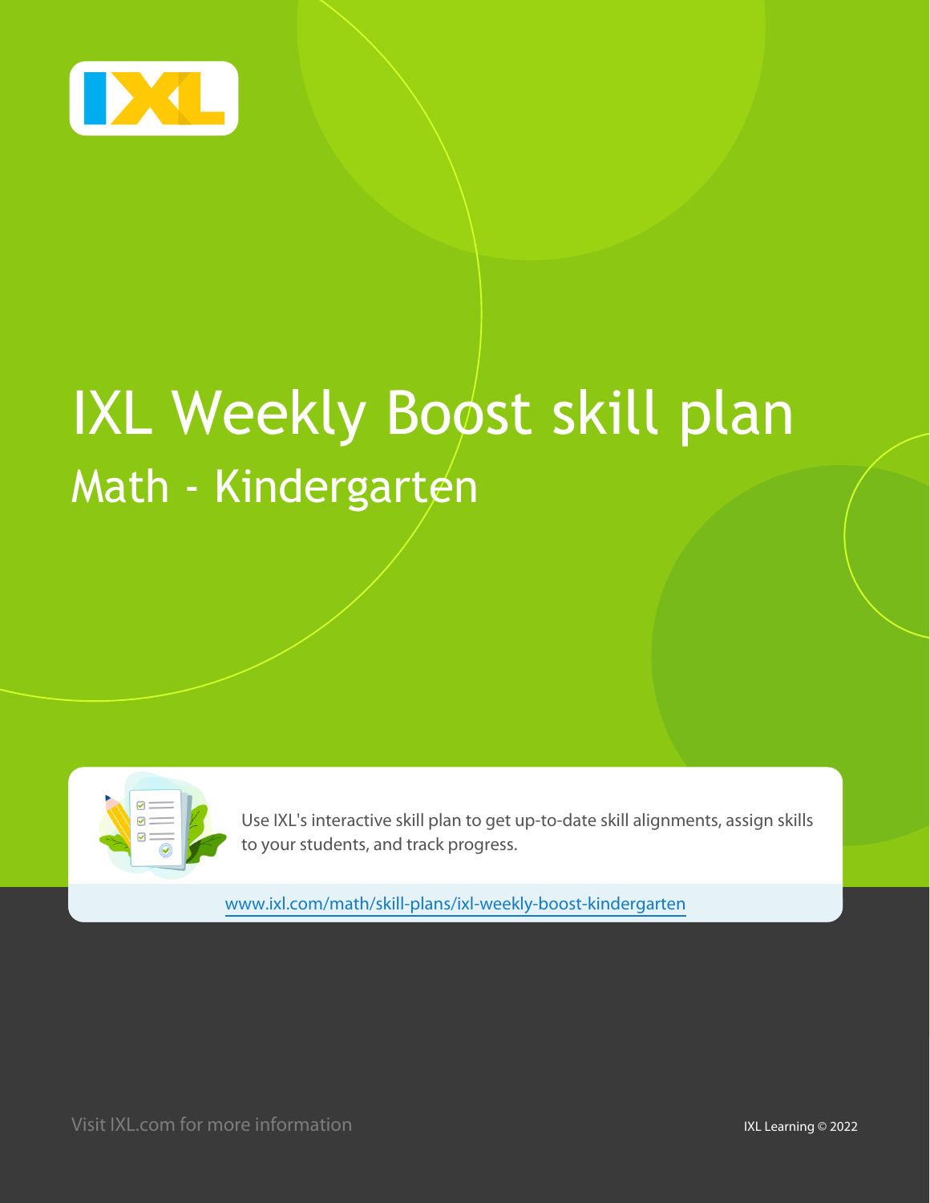# IXL Weekly Boost skill plan

## Math - Kindergarten

Use IXL's interactive skill plan to get up-to-date skill alignments, assign skills to your students, and track progress.

www.ixl.com/math/skill-plans/ixl-weekly-boost-kindergarten

Visit IXL.com for more information

IXL Learning © 2022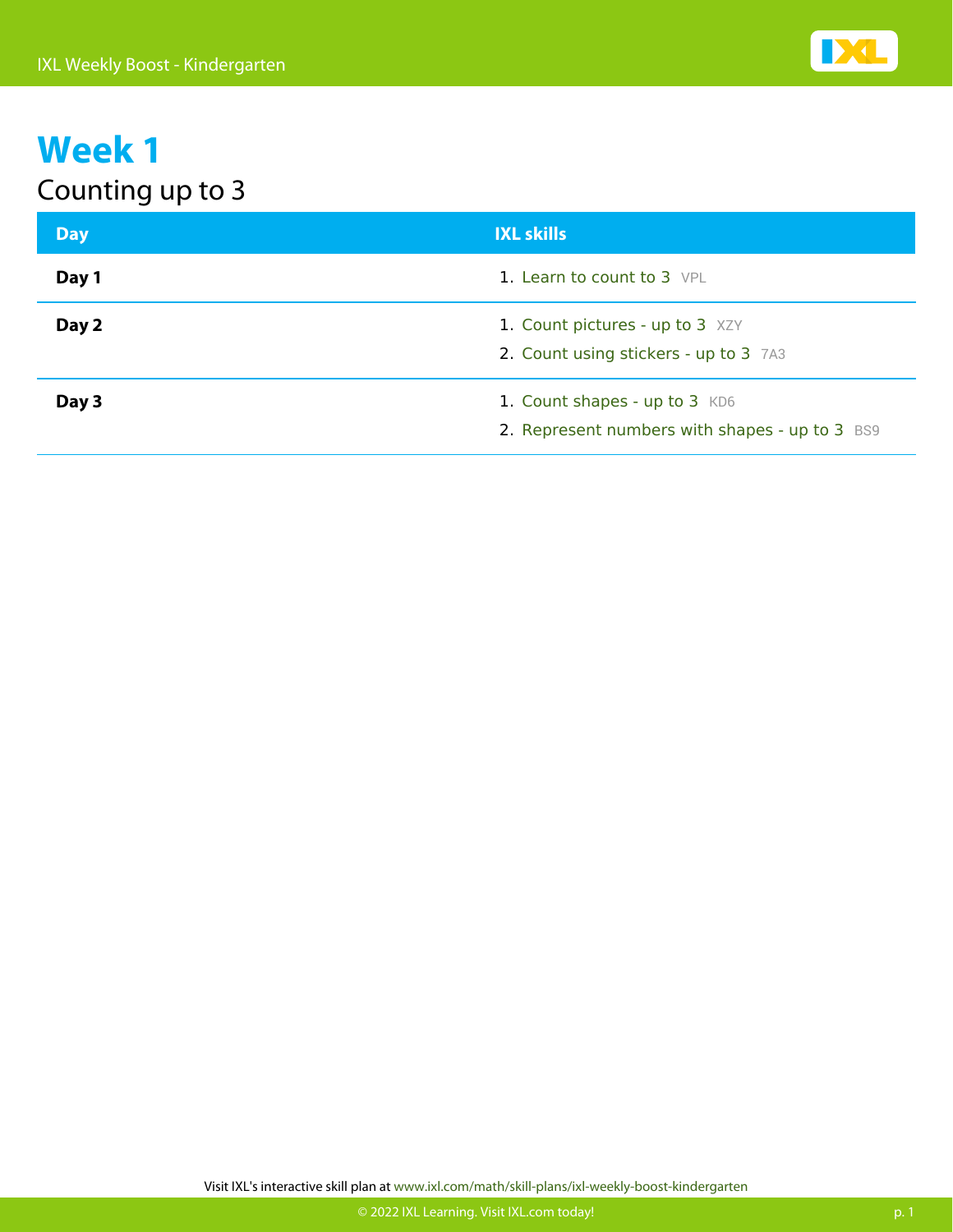# Week 1

## Counting up to 3

| Day | IXL skills |
| --- | --- |
| **Day 1** | 1. Learn to count to 3 VPL |
| **Day 2** | 1. Count pictures - up to 3 XZY<br>2. Count using stickers - up to 3 7A3 |
| **Day 3** | 1. Count shapes - up to 3 KD6<br>2. Represent numbers with shapes - up to 3 BS9 |

Visit IXL's interactive skill plan at www.ixl.com/math/skill-plans/ixl-weekly-boost-kindergarten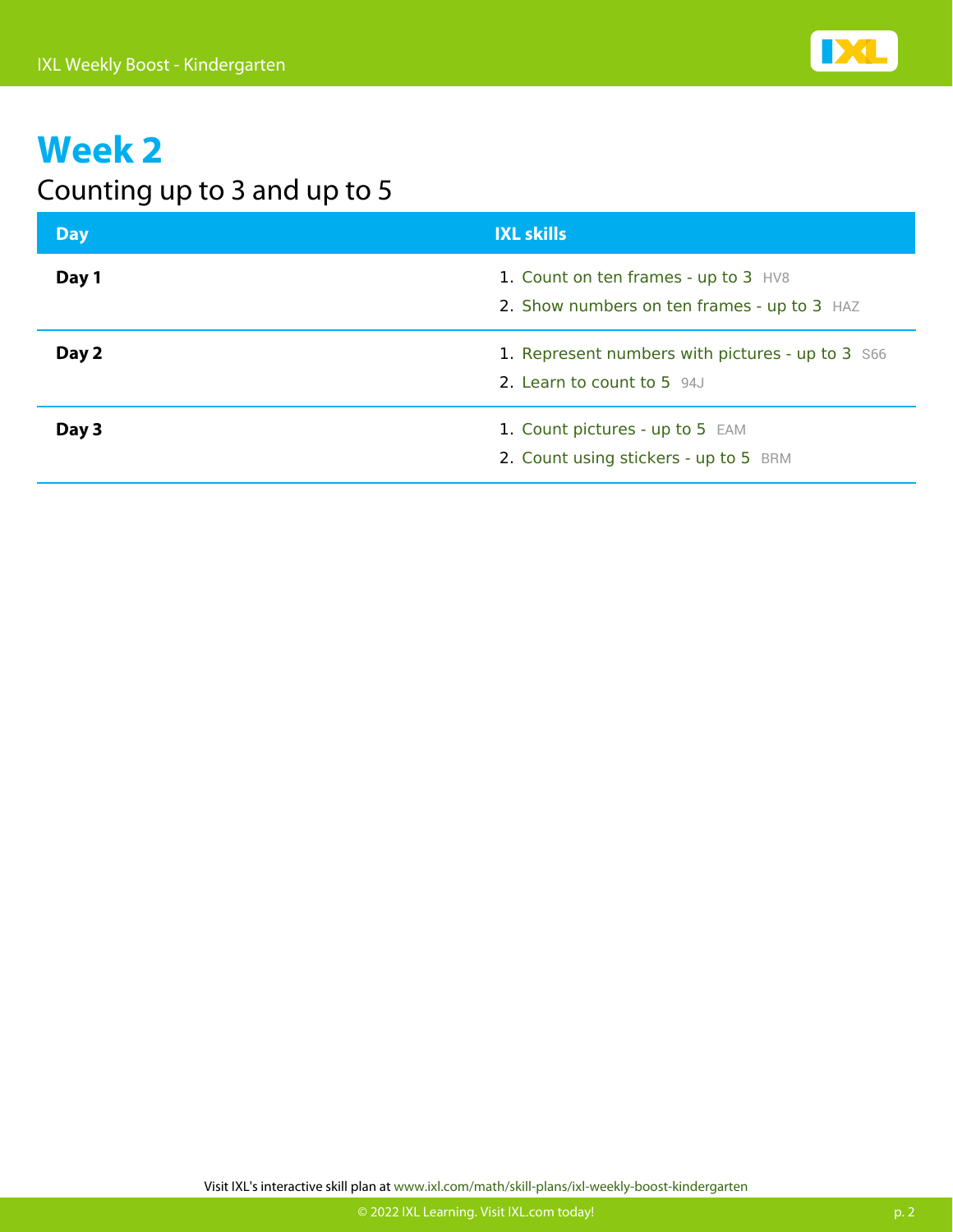# Week 2

## Counting up to 3 and up to 5

| Day | IXL skills |
| --- | --- |
| **Day 1** | 1. Count on ten frames - up to 3 HV8<br>2. Show numbers on ten frames - up to 3 HAZ |
| **Day 2** | 1. Represent numbers with pictures - up to 3 S66<br>2. Learn to count to 5 94J |
| **Day 3** | 1. Count pictures - up to 5 EAM<br>2. Count using stickers - up to 5 BRM |

Visit IXL's interactive skill plan at www.ixl.com/math/skill-plans/ixl-weekly-boost-kindergarten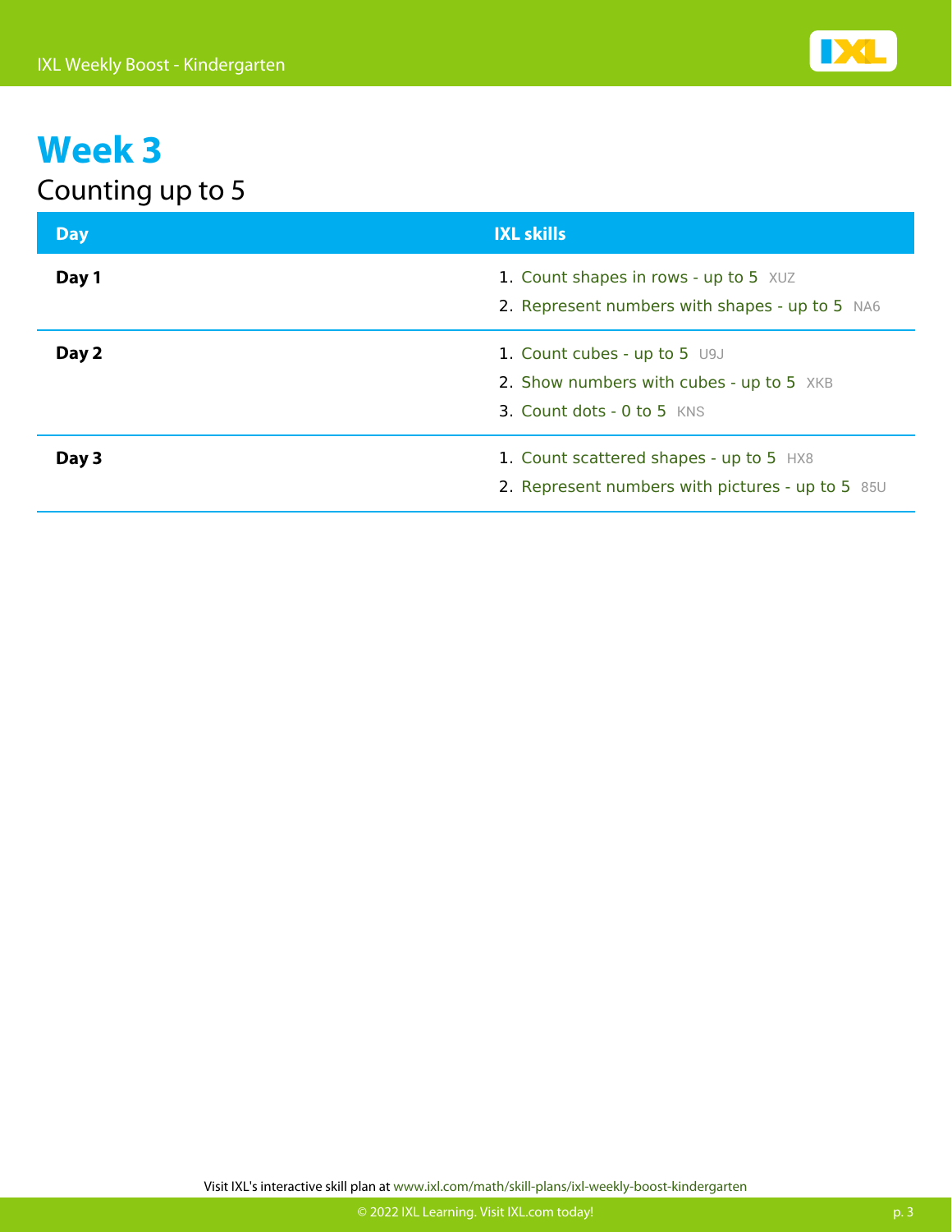# Week 3

## Counting up to 5

| Day | IXL skills |
| --- | --- |
| **Day 1** | 1. Count shapes in rows - up to 5 XUZ<br>2. Represent numbers with shapes - up to 5 NA6 |
| **Day 2** | 1. Count cubes - up to 5 U9J<br>2. Show numbers with cubes - up to 5 XKB<br>3. Count dots - 0 to 5 KNS |
| **Day 3** | 1. Count scattered shapes - up to 5 HX8<br>2. Represent numbers with pictures - up to 5 85U |

Visit IXL's interactive skill plan at www.ixl.com/math/skill-plans/ixl-weekly-boost-kindergarten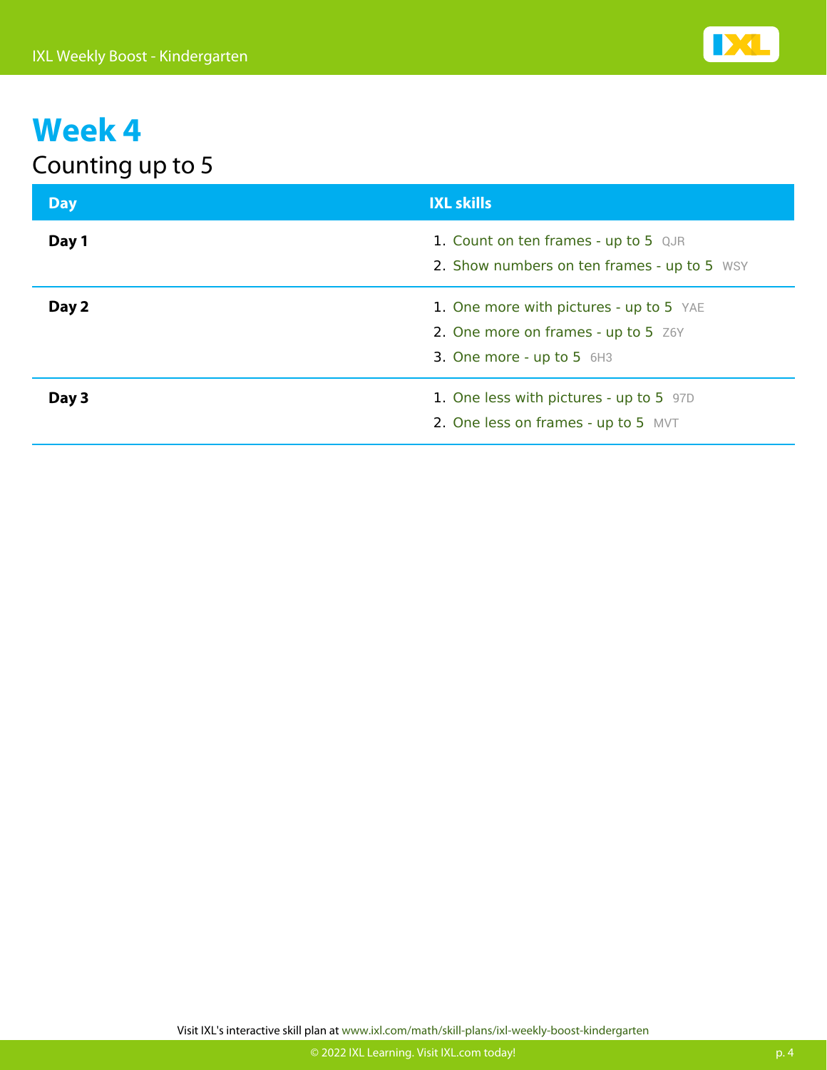# Week 4

## Counting up to 5

| Day | IXL skills |
|---|---|
| **Day 1** | 1. Count on ten frames - up to 5 QJR<br>2. Show numbers on ten frames - up to 5 WSY |
| **Day 2** | 1. One more with pictures - up to 5 YAE<br>2. One more on frames - up to 5 Z6Y<br>3. One more - up to 5 6H3 |
| **Day 3** | 1. One less with pictures - up to 5 97D<br>2. One less on frames - up to 5 MVT |

Visit IXL's interactive skill plan at www.ixl.com/math/skill-plans/ixl-weekly-boost-kindergarten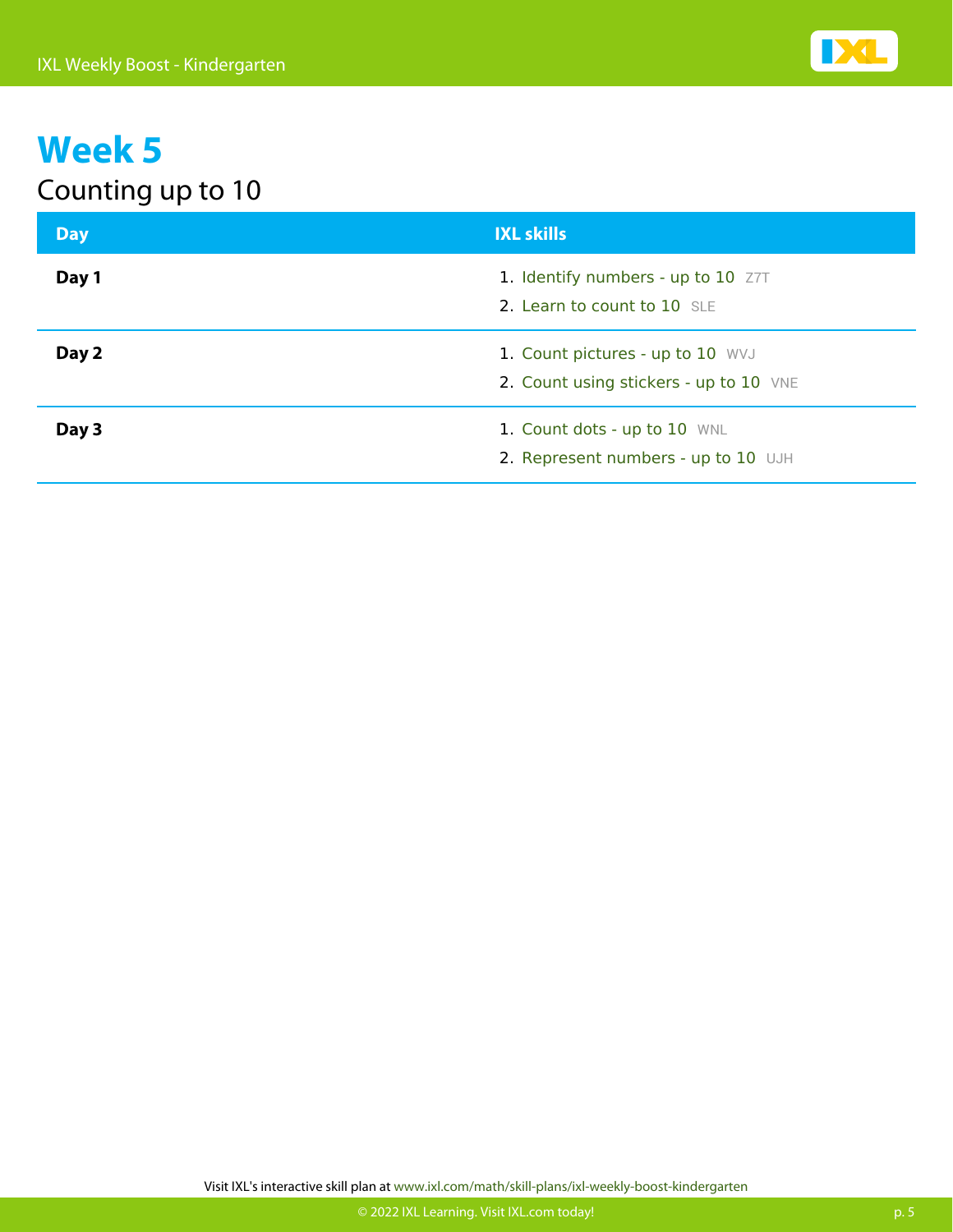# Week 5

## Counting up to 10

| Day | IXL skills |
| --- | --- |
| **Day 1** | 1. Identify numbers - up to 10 Z7T<br>2. Learn to count to 10 SLE |
| **Day 2** | 1. Count pictures - up to 10 WVJ<br>2. Count using stickers - up to 10 VNE |
| **Day 3** | 1. Count dots - up to 10 WNL<br>2. Represent numbers - up to 10 UJH |

Visit IXL's interactive skill plan at www.ixl.com/math/skill-plans/ixl-weekly-boost-kindergarten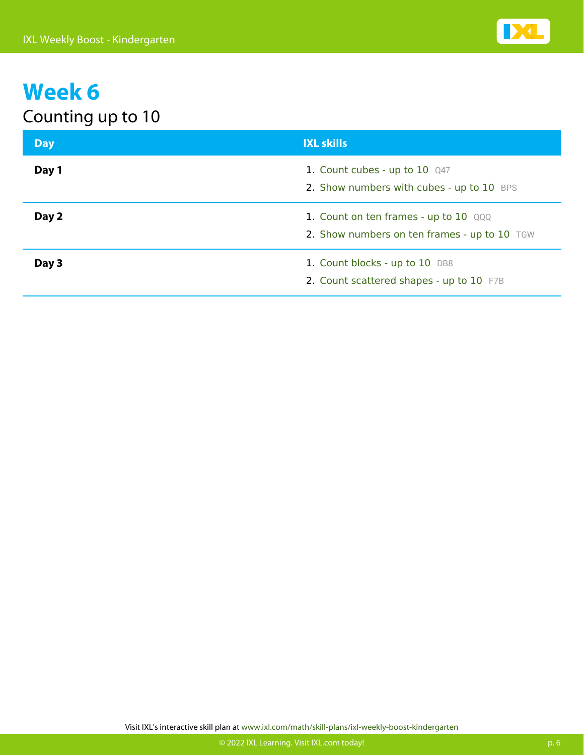# Week 6

## Counting up to 10

| Day | IXL skills |
| --- | --- |
| **Day 1** | 1. Count cubes - up to 10 Q47<br>2. Show numbers with cubes - up to 10 BPS |
| **Day 2** | 1. Count on ten frames - up to 10 QQQ<br>2. Show numbers on ten frames - up to 10 TGW |
| **Day 3** | 1. Count blocks - up to 10 DB8<br>2. Count scattered shapes - up to 10 F7B |

Visit IXL's interactive skill plan at www.ixl.com/math/skill-plans/ixl-weekly-boost-kindergarten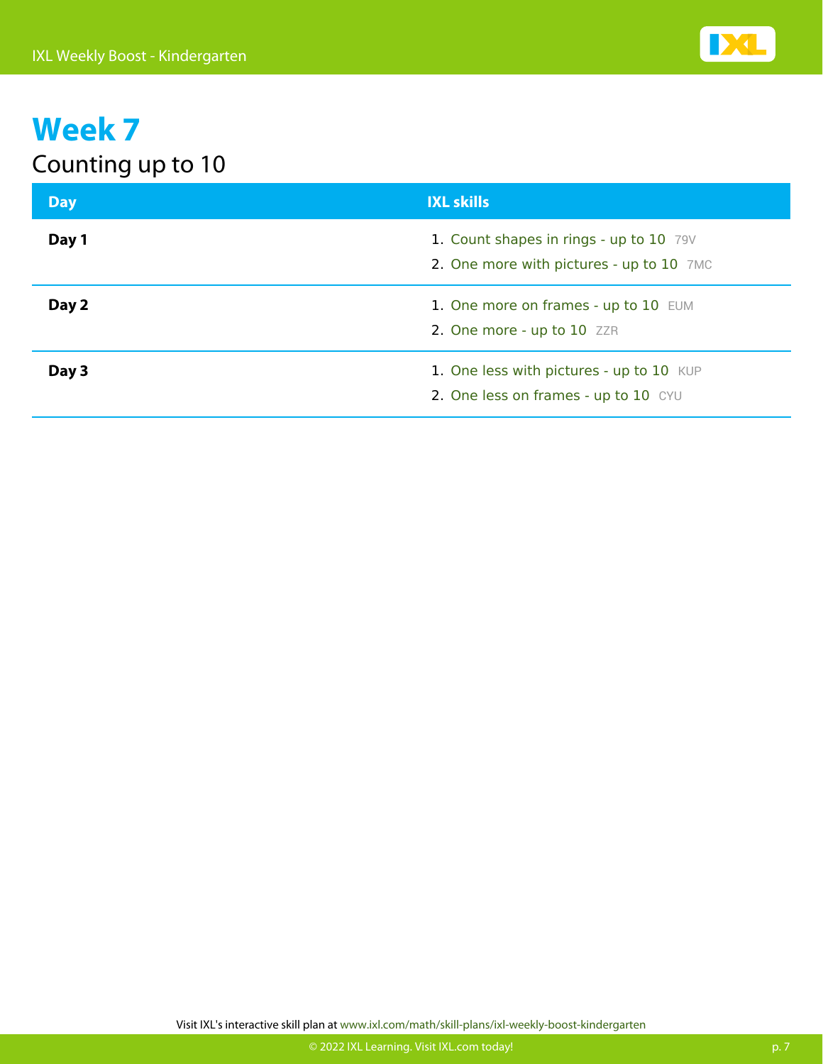# Week 7

## Counting up to 10

| Day | IXL skills |
|---|---|
| **Day 1** | 1. Count shapes in rings - up to 10 79V<br>2. One more with pictures - up to 10 7MC |
| **Day 2** | 1. One more on frames - up to 10 EUM<br>2. One more - up to 10 ZZR |
| **Day 3** | 1. One less with pictures - up to 10 KUP<br>2. One less on frames - up to 10 CYU |

Visit IXL's interactive skill plan at www.ixl.com/math/skill-plans/ixl-weekly-boost-kindergarten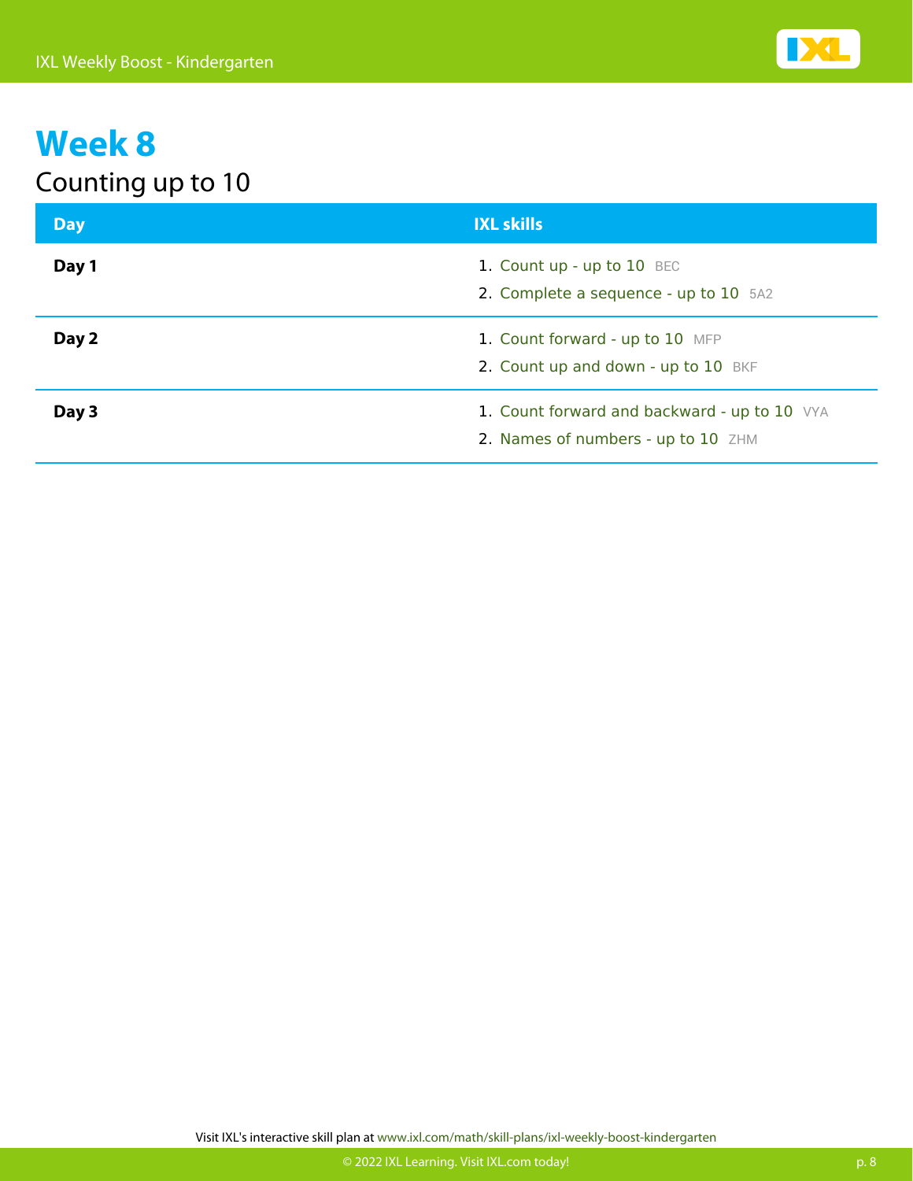# Week 8

## Counting up to 10

| Day | IXL skills |
|---|---|
| **Day 1** | 1. Count up - up to 10 BEC<br>2. Complete a sequence - up to 10 5A2 |
| **Day 2** | 1. Count forward - up to 10 MFP<br>2. Count up and down - up to 10 BKF |
| **Day 3** | 1. Count forward and backward - up to 10 VYA<br>2. Names of numbers - up to 10 ZHM |

Visit IXL's interactive skill plan at www.ixl.com/math/skill-plans/ixl-weekly-boost-kindergarten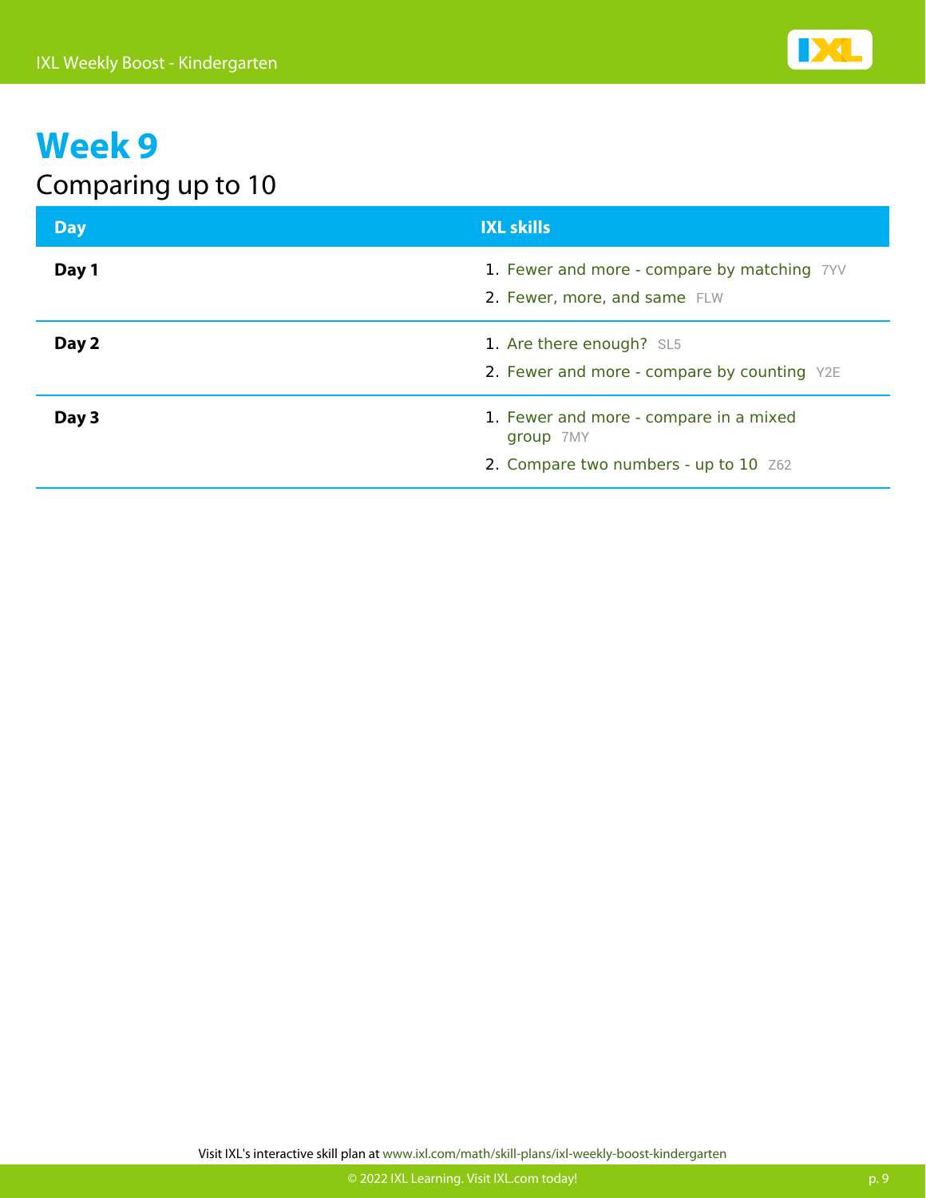# Week 9

## Comparing up to 10

| Day | IXL skills |
|---|---|
| **Day 1** | 1. Fewer and more - compare by matching 7YV<br>2. Fewer, more, and same FLW |
| **Day 2** | 1. Are there enough? SL5<br>2. Fewer and more - compare by counting Y2E |
| **Day 3** | 1. Fewer and more - compare in a mixed group 7MY<br>2. Compare two numbers - up to 10 Z62 |

Visit IXL's interactive skill plan at www.ixl.com/math/skill-plans/ixl-weekly-boost-kindergarten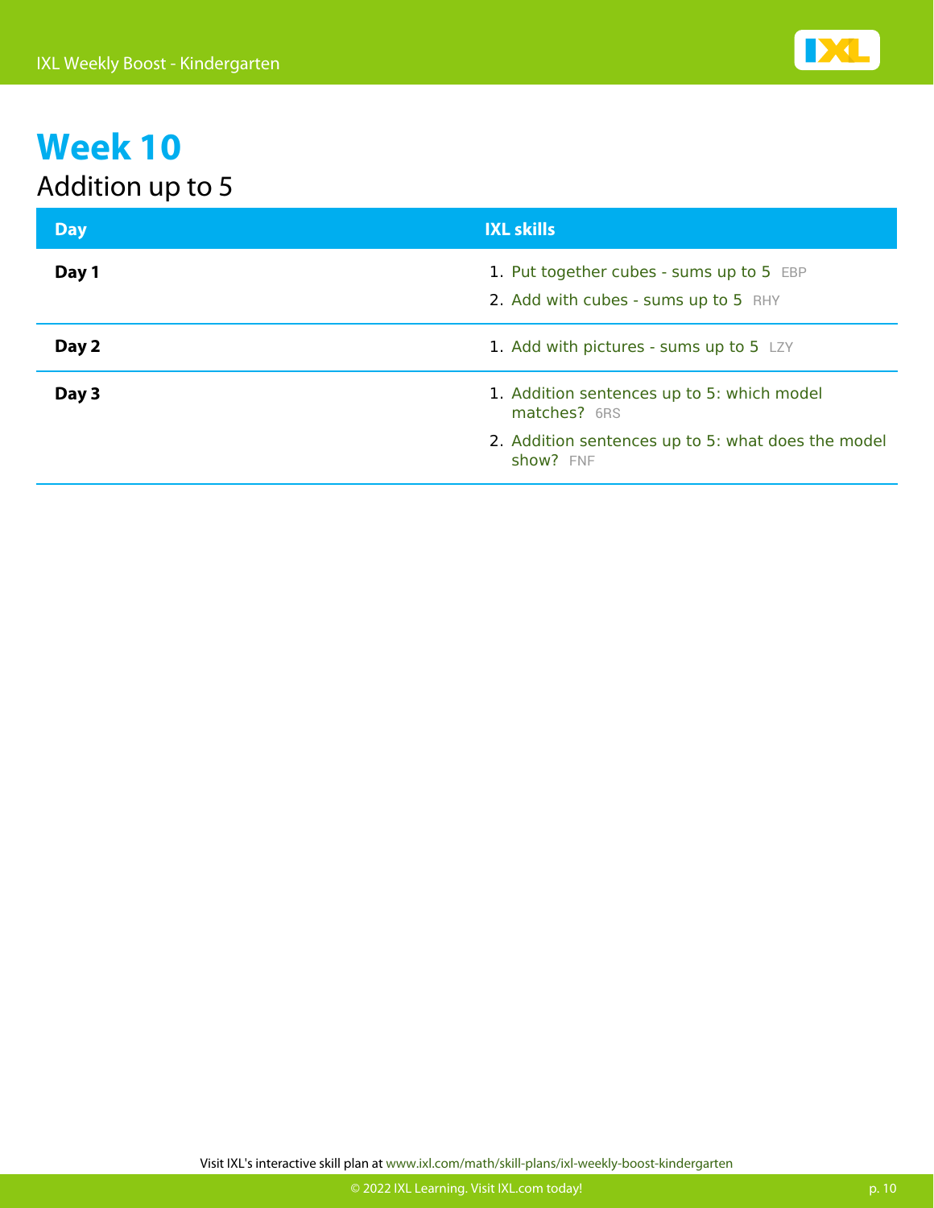# Week 10

## Addition up to 5

| Day | IXL skills |
| --- | --- |
| **Day 1** | 1. Put together cubes - sums up to 5 EBP<br>2. Add with cubes - sums up to 5 RHY |
| **Day 2** | 1. Add with pictures - sums up to 5 LZY |
| **Day 3** | 1. Addition sentences up to 5: which model matches? 6RS<br>2. Addition sentences up to 5: what does the model show? FNF |

Visit IXL's interactive skill plan at www.ixl.com/math/skill-plans/ixl-weekly-boost-kindergarten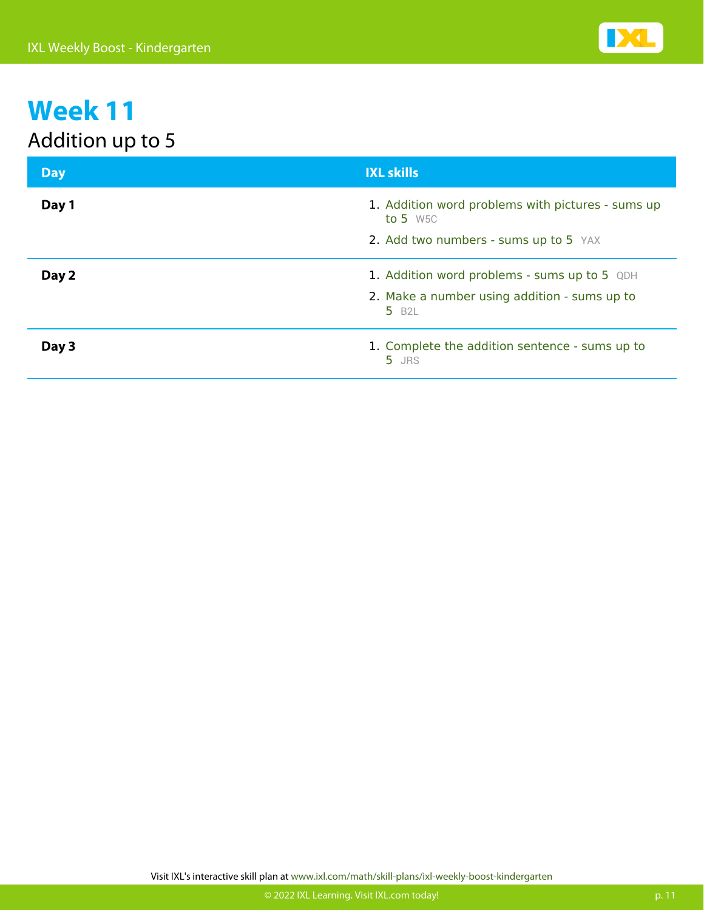# Week 11

## Addition up to 5

| Day | IXL skills |
| --- | --- |
| **Day 1** | 1. Addition word problems with pictures - sums up to 5 W5C<br>2. Add two numbers - sums up to 5 YAX |
| **Day 2** | 1. Addition word problems - sums up to 5 QDH<br>2. Make a number using addition - sums up to 5 B2L |
| **Day 3** | 1. Complete the addition sentence - sums up to 5 JRS |

Visit IXL's interactive skill plan at www.ixl.com/math/skill-plans/ixl-weekly-boost-kindergarten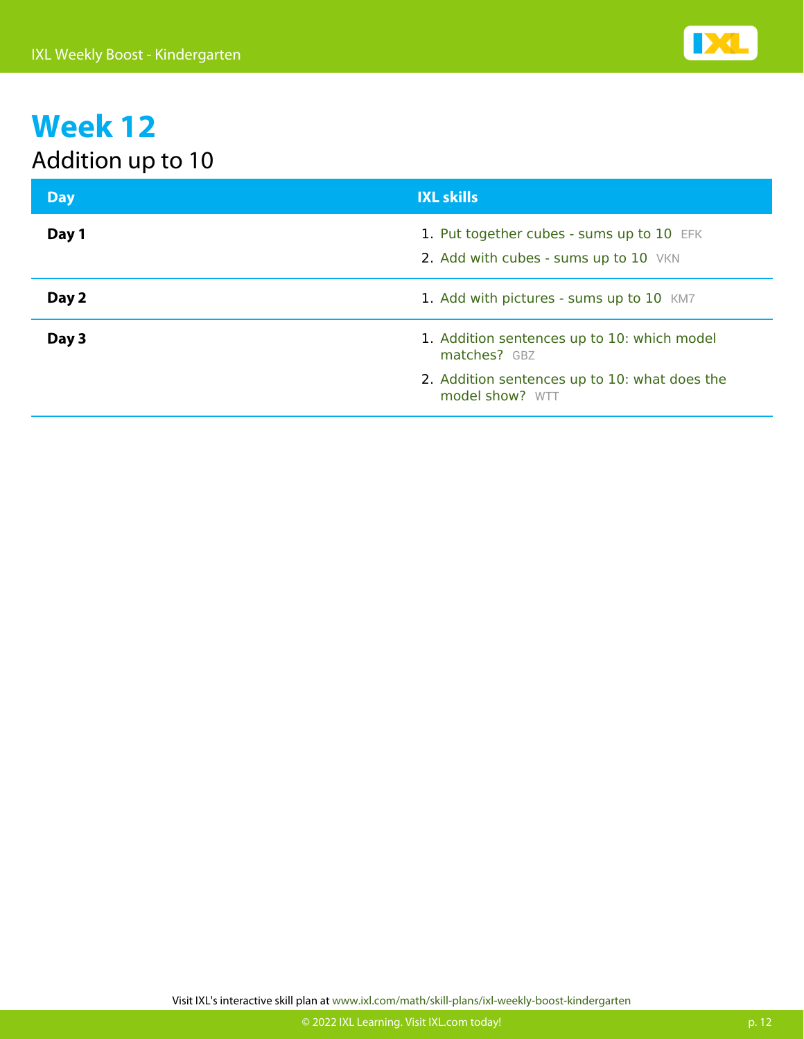# Week 12

## Addition up to 10

| Day | IXL skills |
| --- | --- |
| **Day 1** | 1. Put together cubes - sums up to 10 EFK<br>2. Add with cubes - sums up to 10 VKN |
| **Day 2** | 1. Add with pictures - sums up to 10 KM7 |
| **Day 3** | 1. Addition sentences up to 10: which model matches? GBZ<br>2. Addition sentences up to 10: what does the model show? WTT |

Visit IXL's interactive skill plan at www.ixl.com/math/skill-plans/ixl-weekly-boost-kindergarten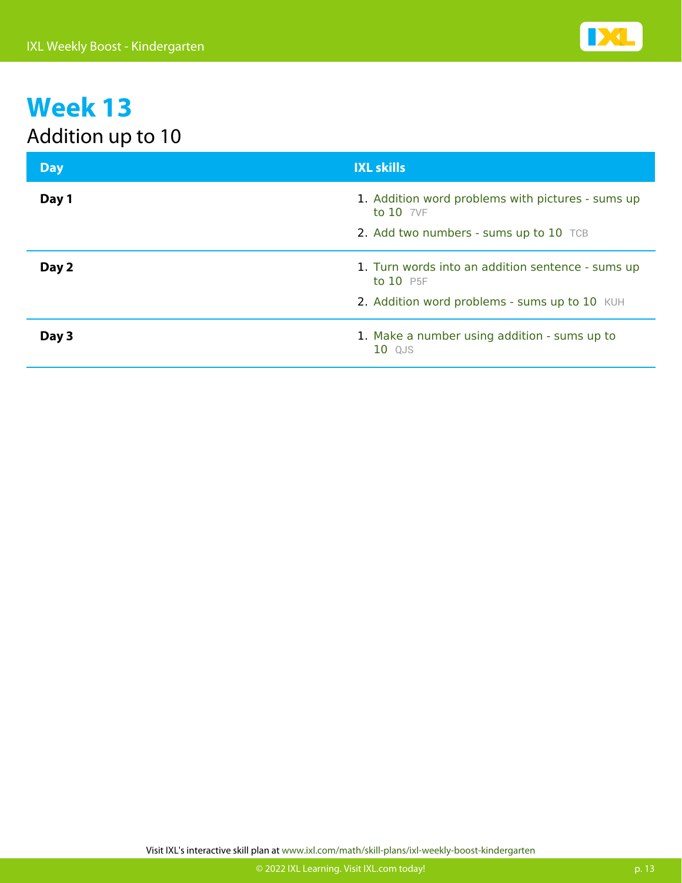# Week 13

## Addition up to 10

| Day | IXL skills |
| --- | --- |
| **Day 1** | 1. Addition word problems with pictures - sums up to 10 7VF<br>2. Add two numbers - sums up to 10 TCB |
| **Day 2** | 1. Turn words into an addition sentence - sums up to 10 P5F<br>2. Addition word problems - sums up to 10 KUH |
| **Day 3** | 1. Make a number using addition - sums up to 10 QJS |

Visit IXL's interactive skill plan at www.ixl.com/math/skill-plans/ixl-weekly-boost-kindergarten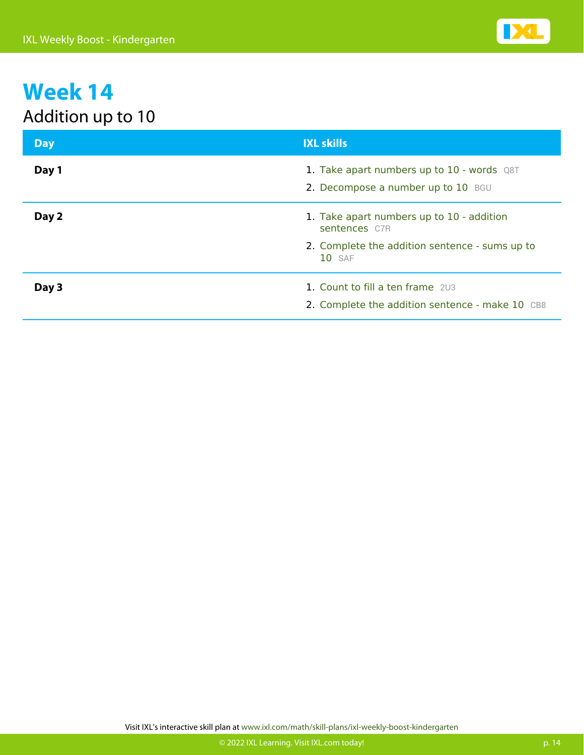# Week 14

## Addition up to 10

| Day | IXL skills |
| --- | --- |
| **Day 1** | 1. Take apart numbers up to 10 - words Q8T<br>2. Decompose a number up to 10 BGU |
| **Day 2** | 1. Take apart numbers up to 10 - addition sentences C7R<br>2. Complete the addition sentence - sums up to 10 SAF |
| **Day 3** | 1. Count to fill a ten frame 2U3<br>2. Complete the addition sentence - make 10 CB8 |

Visit IXL's interactive skill plan at www.ixl.com/math/skill-plans/ixl-weekly-boost-kindergarten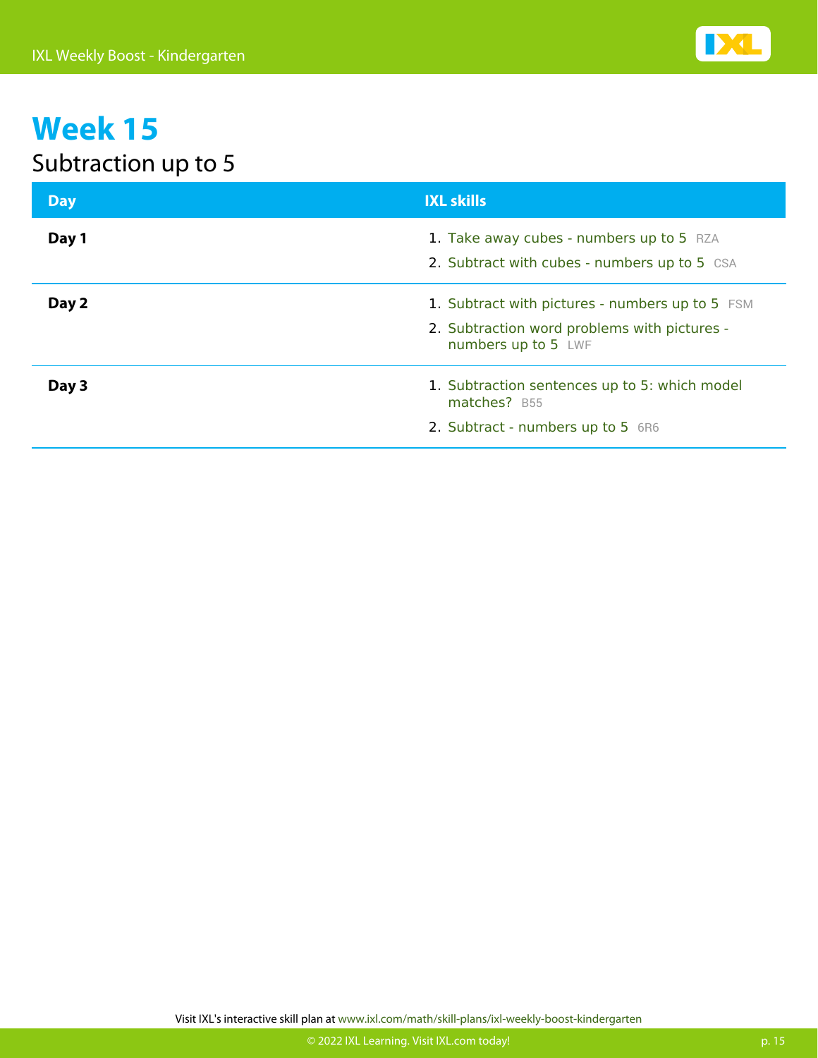# Week 15

## Subtraction up to 5

| Day | IXL skills |
|---|---|
| **Day 1** | 1. Take away cubes - numbers up to 5 RZA<br>2. Subtract with cubes - numbers up to 5 CSA |
| **Day 2** | 1. Subtract with pictures - numbers up to 5 FSM<br>2. Subtraction word problems with pictures - numbers up to 5 LWF |
| **Day 3** | 1. Subtraction sentences up to 5: which model matches? B55<br>2. Subtract - numbers up to 5 6R6 |

Visit IXL's interactive skill plan at www.ixl.com/math/skill-plans/ixl-weekly-boost-kindergarten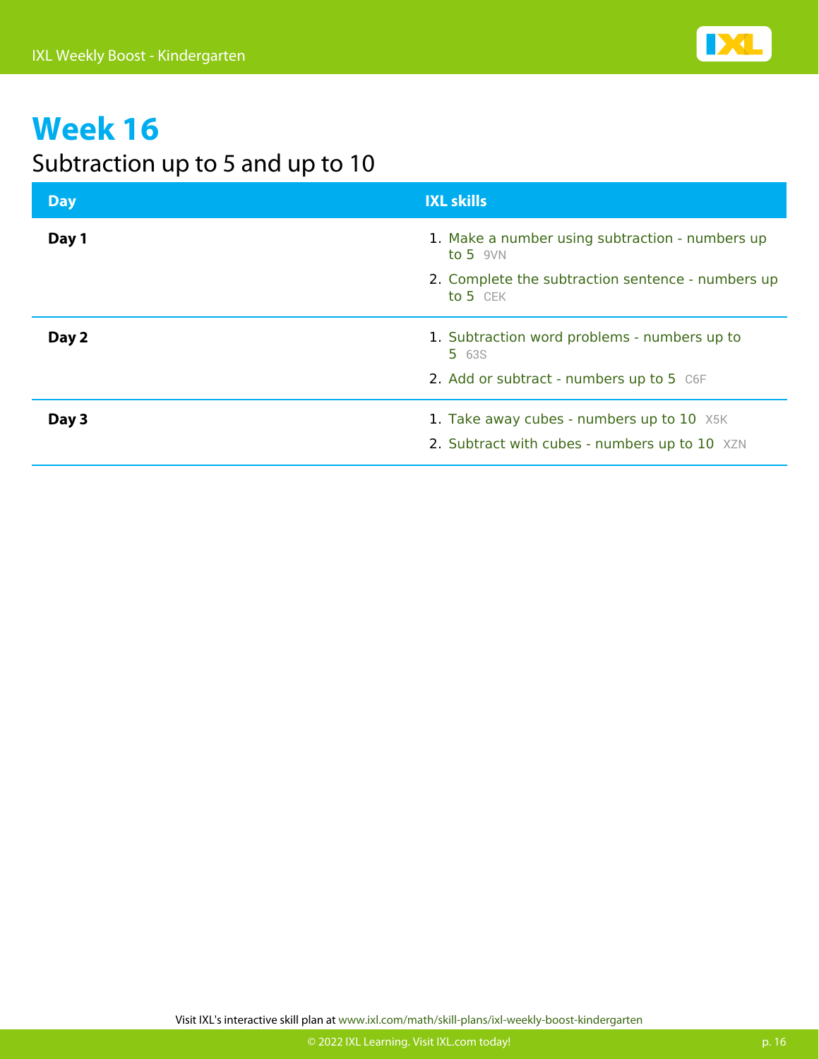# Week 16

## Subtraction up to 5 and up to 10

| Day | IXL skills |
| --- | --- |
| **Day 1** | 1. Make a number using subtraction - numbers up to 5 9VN<br>2. Complete the subtraction sentence - numbers up to 5 CEK |
| **Day 2** | 1. Subtraction word problems - numbers up to 5 63S<br>2. Add or subtract - numbers up to 5 C6F |
| **Day 3** | 1. Take away cubes - numbers up to 10 X5K<br>2. Subtract with cubes - numbers up to 10 XZN |

Visit IXL's interactive skill plan at www.ixl.com/math/skill-plans/ixl-weekly-boost-kindergarten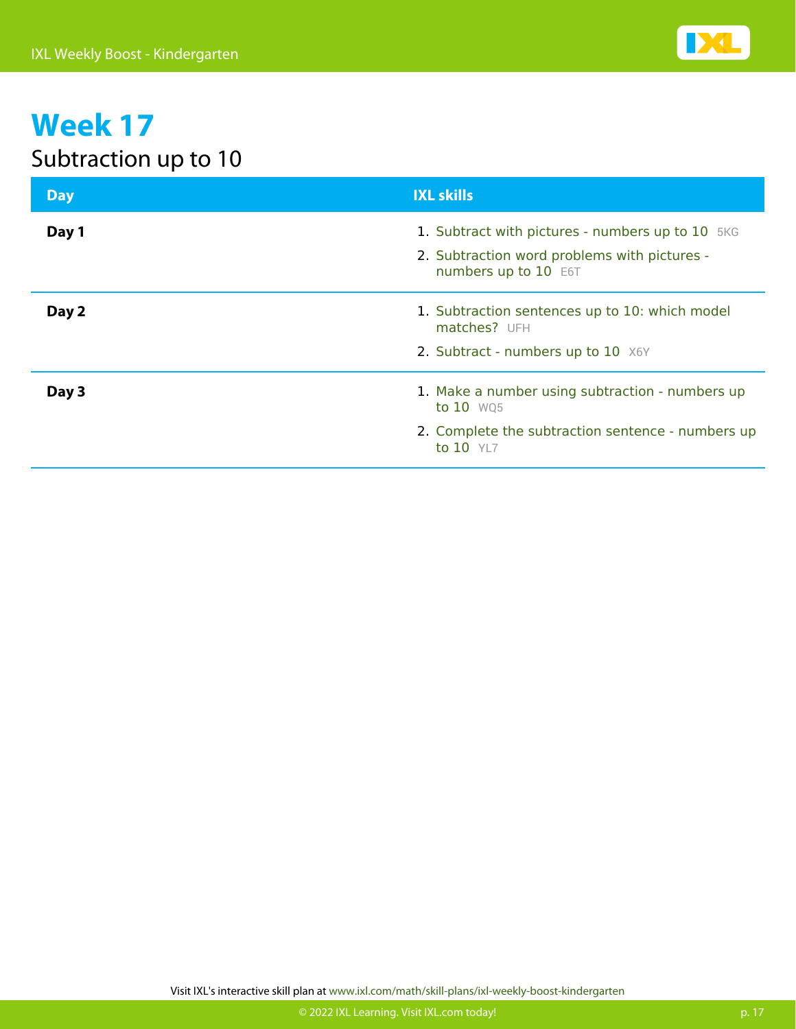# Week 17

## Subtraction up to 10

| Day | IXL skills |
|---|---|
| **Day 1** | 1. Subtract with pictures - numbers up to 10 5KG<br>2. Subtraction word problems with pictures - numbers up to 10 E6T |
| **Day 2** | 1. Subtraction sentences up to 10: which model matches? UFH<br>2. Subtract - numbers up to 10 X6Y |
| **Day 3** | 1. Make a number using subtraction - numbers up to 10 WQ5<br>2. Complete the subtraction sentence - numbers up to 10 YL7 |

Visit IXL's interactive skill plan at www.ixl.com/math/skill-plans/ixl-weekly-boost-kindergarten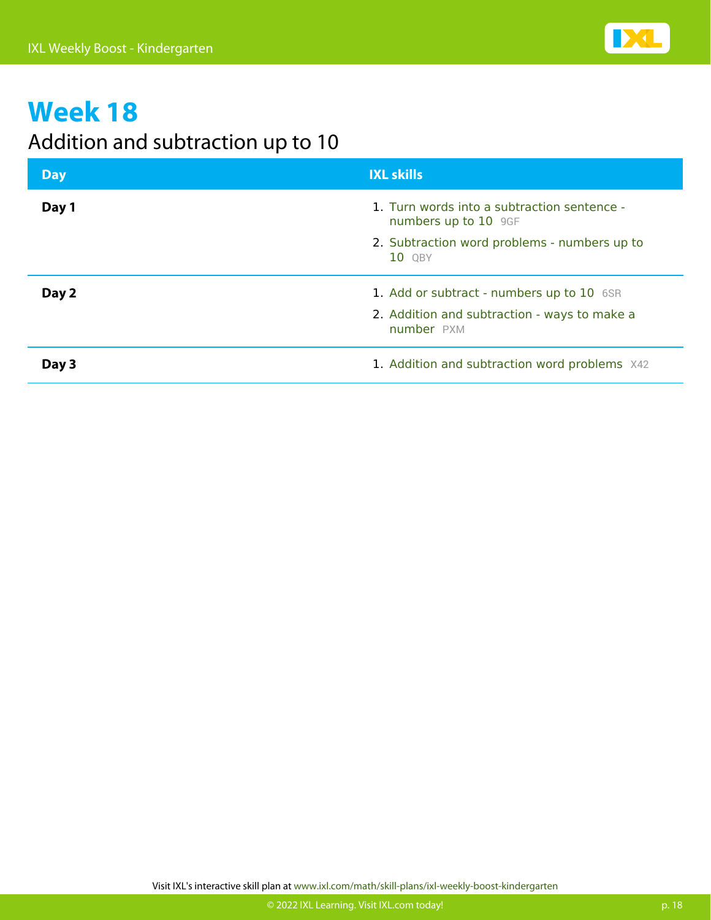# Week 18

## Addition and subtraction up to 10

| Day | IXL skills |
| --- | --- |
| **Day 1** | 1. Turn words into a subtraction sentence - numbers up to 10 9GF<br>2. Subtraction word problems - numbers up to 10 QBY |
| **Day 2** | 1. Add or subtract - numbers up to 10 6SR<br>2. Addition and subtraction - ways to make a number PXM |
| **Day 3** | 1. Addition and subtraction word problems X42 |

Visit IXL's interactive skill plan at www.ixl.com/math/skill-plans/ixl-weekly-boost-kindergarten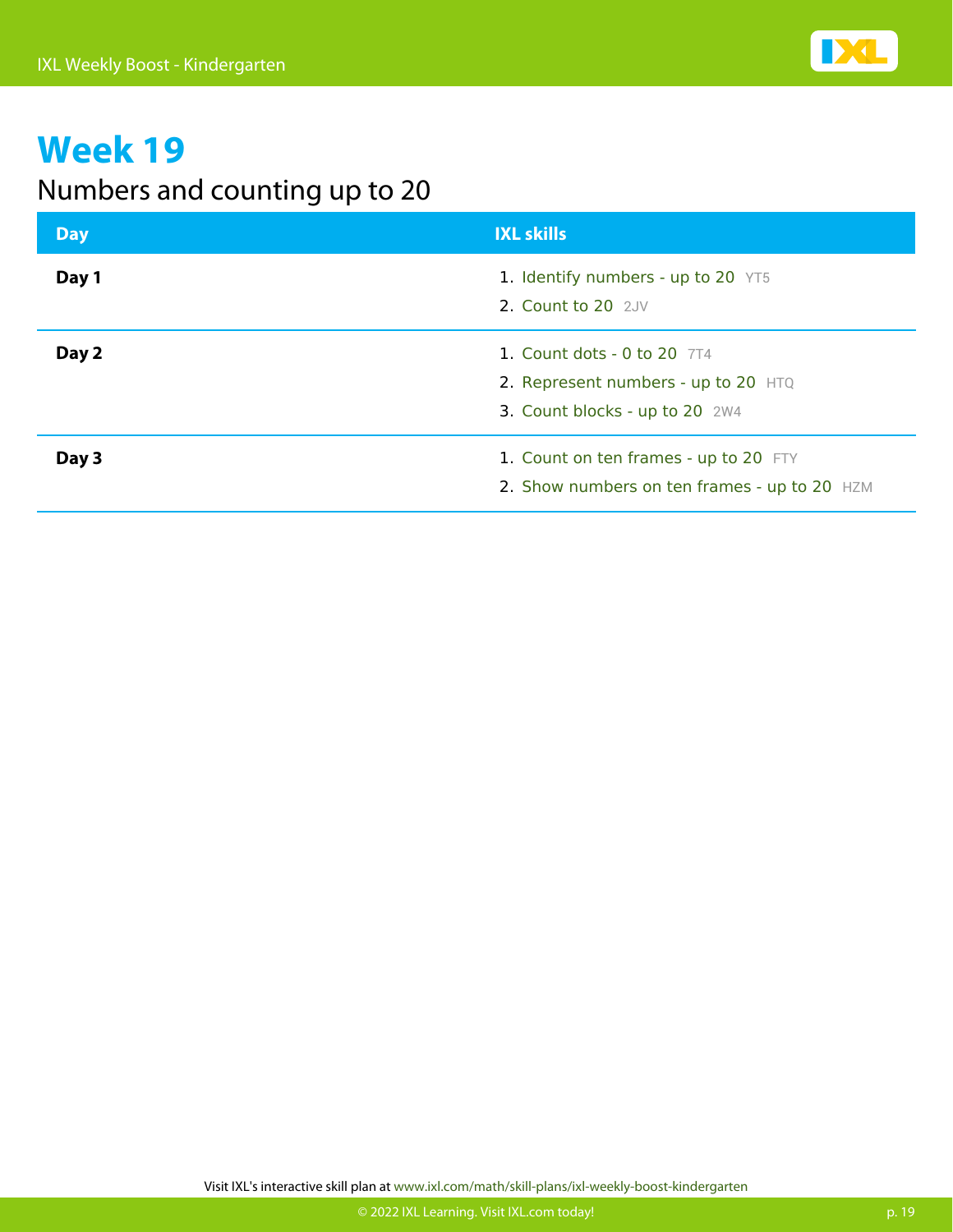# Week 19

## Numbers and counting up to 20

| Day | IXL skills |
| --- | --- |
| **Day 1** | 1. Identify numbers - up to 20 YT5<br>2. Count to 20 2JV |
| **Day 2** | 1. Count dots - 0 to 20 7T4<br>2. Represent numbers - up to 20 HTQ<br>3. Count blocks - up to 20 2W4 |
| **Day 3** | 1. Count on ten frames - up to 20 FTY<br>2. Show numbers on ten frames - up to 20 HZM |

Visit IXL's interactive skill plan at www.ixl.com/math/skill-plans/ixl-weekly-boost-kindergarten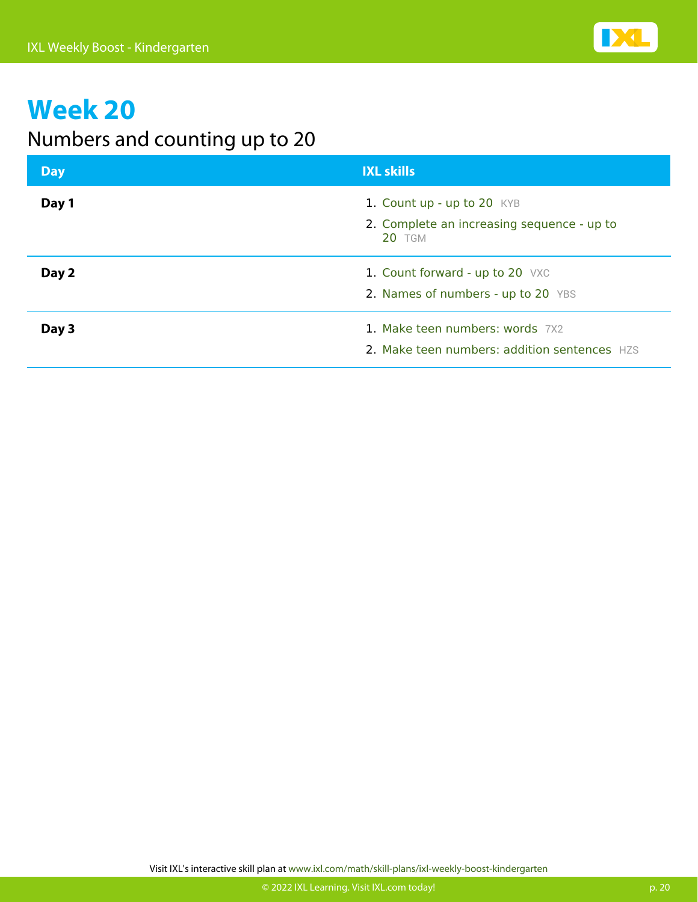# Week 20

## Numbers and counting up to 20

| Day | IXL skills |
|---|---|
| **Day 1** | 1. Count up - up to 20 KYB<br>2. Complete an increasing sequence - up to 20 TGM |
| **Day 2** | 1. Count forward - up to 20 VXC<br>2. Names of numbers - up to 20 YBS |
| **Day 3** | 1. Make teen numbers: words 7X2<br>2. Make teen numbers: addition sentences HZS |

Visit IXL's interactive skill plan at www.ixl.com/math/skill-plans/ixl-weekly-boost-kindergarten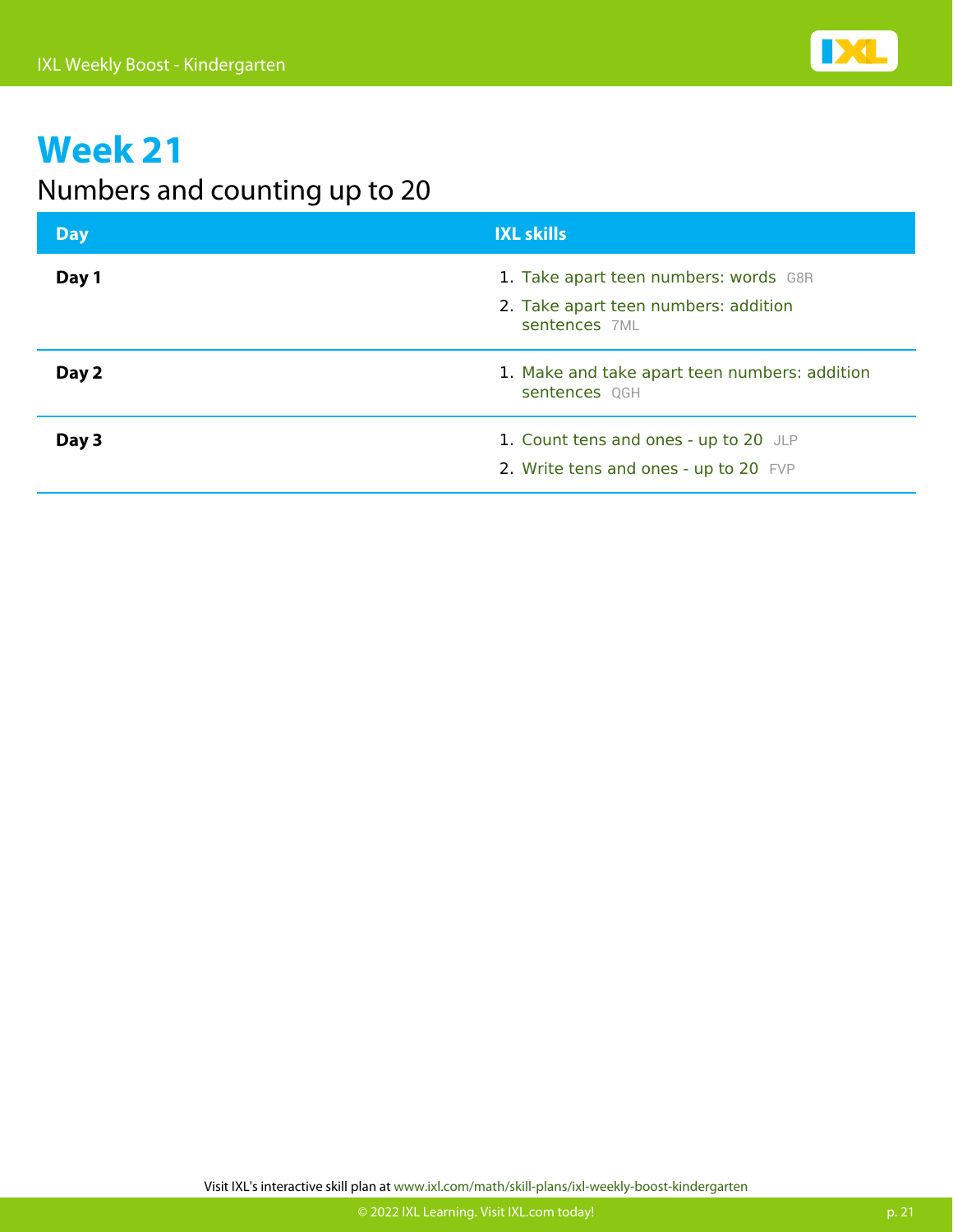# Week 21

## Numbers and counting up to 20

| Day | IXL skills |
| --- | --- |
| **Day 1** | 1. Take apart teen numbers: words G8R<br>2. Take apart teen numbers: addition sentences 7ML |
| **Day 2** | 1. Make and take apart teen numbers: addition sentences QGH |
| **Day 3** | 1. Count tens and ones - up to 20 JLP<br>2. Write tens and ones - up to 20 FVP |

Visit IXL's interactive skill plan at www.ixl.com/math/skill-plans/ixl-weekly-boost-kindergarten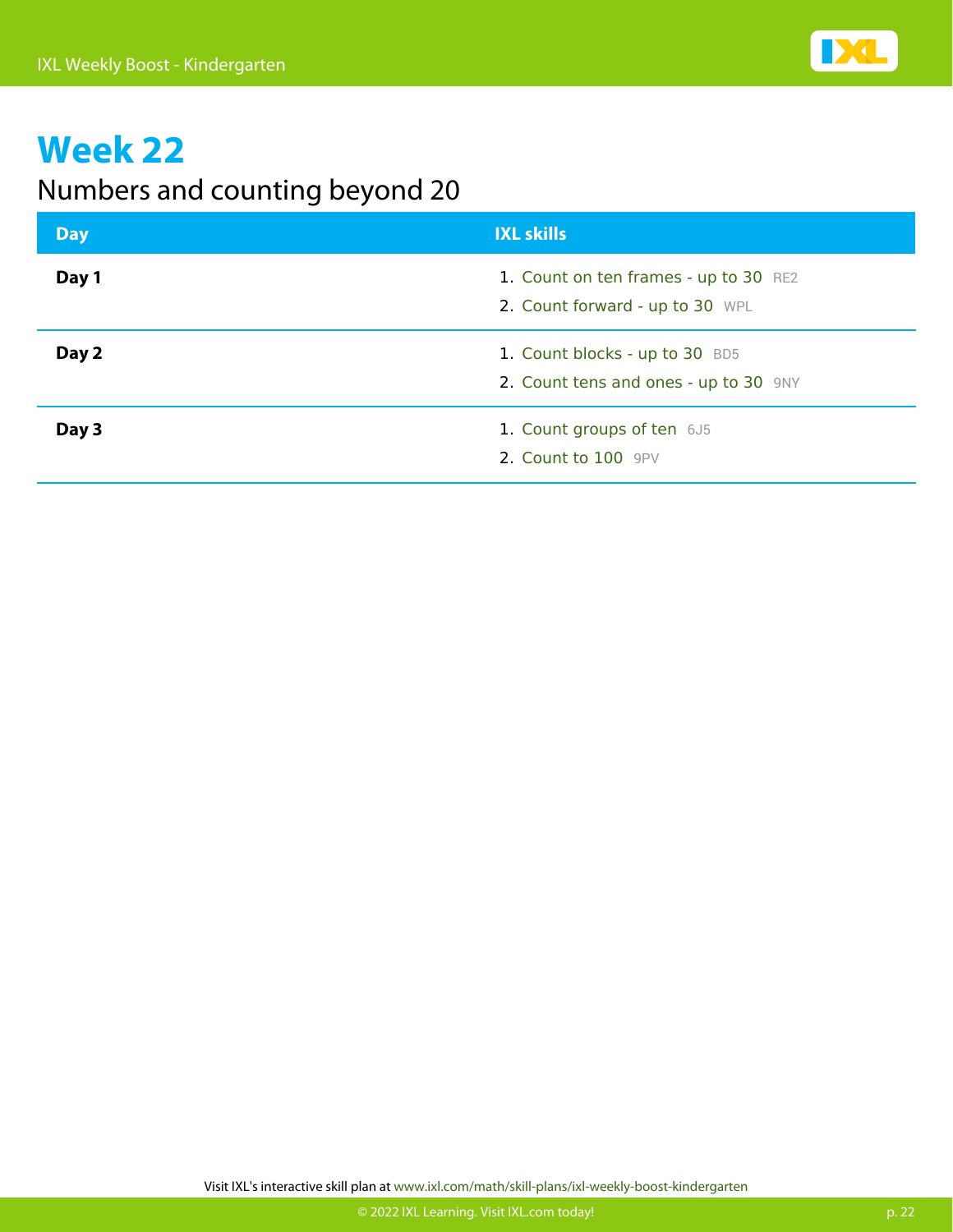# Week 22

## Numbers and counting beyond 20

| Day | IXL skills |
|---|---|
| **Day 1** | 1. Count on ten frames - up to 30 RE2<br>2. Count forward - up to 30 WPL |
| **Day 2** | 1. Count blocks - up to 30 BD5<br>2. Count tens and ones - up to 30 9NY |
| **Day 3** | 1. Count groups of ten 6J5<br>2. Count to 100 9PV |

Visit IXL's interactive skill plan at www.ixl.com/math/skill-plans/ixl-weekly-boost-kindergarten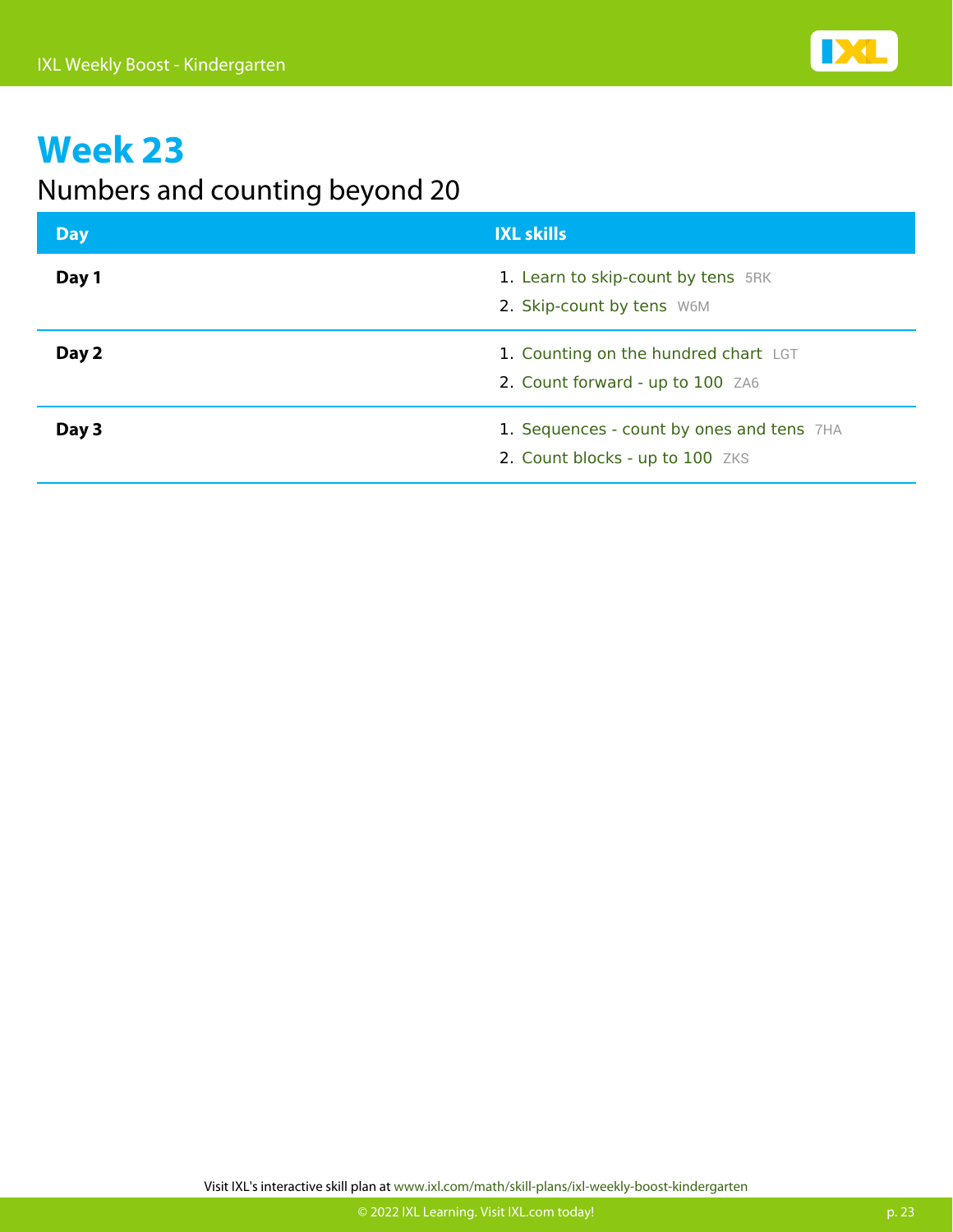# Week 23

## Numbers and counting beyond 20

| Day | IXL skills |
| --- | --- |
| **Day 1** | 1. Learn to skip-count by tens 5RK<br>2. Skip-count by tens W6M |
| **Day 2** | 1. Counting on the hundred chart LGT<br>2. Count forward - up to 100 ZA6 |
| **Day 3** | 1. Sequences - count by ones and tens 7HA<br>2. Count blocks - up to 100 ZKS |

Visit IXL's interactive skill plan at www.ixl.com/math/skill-plans/ixl-weekly-boost-kindergarten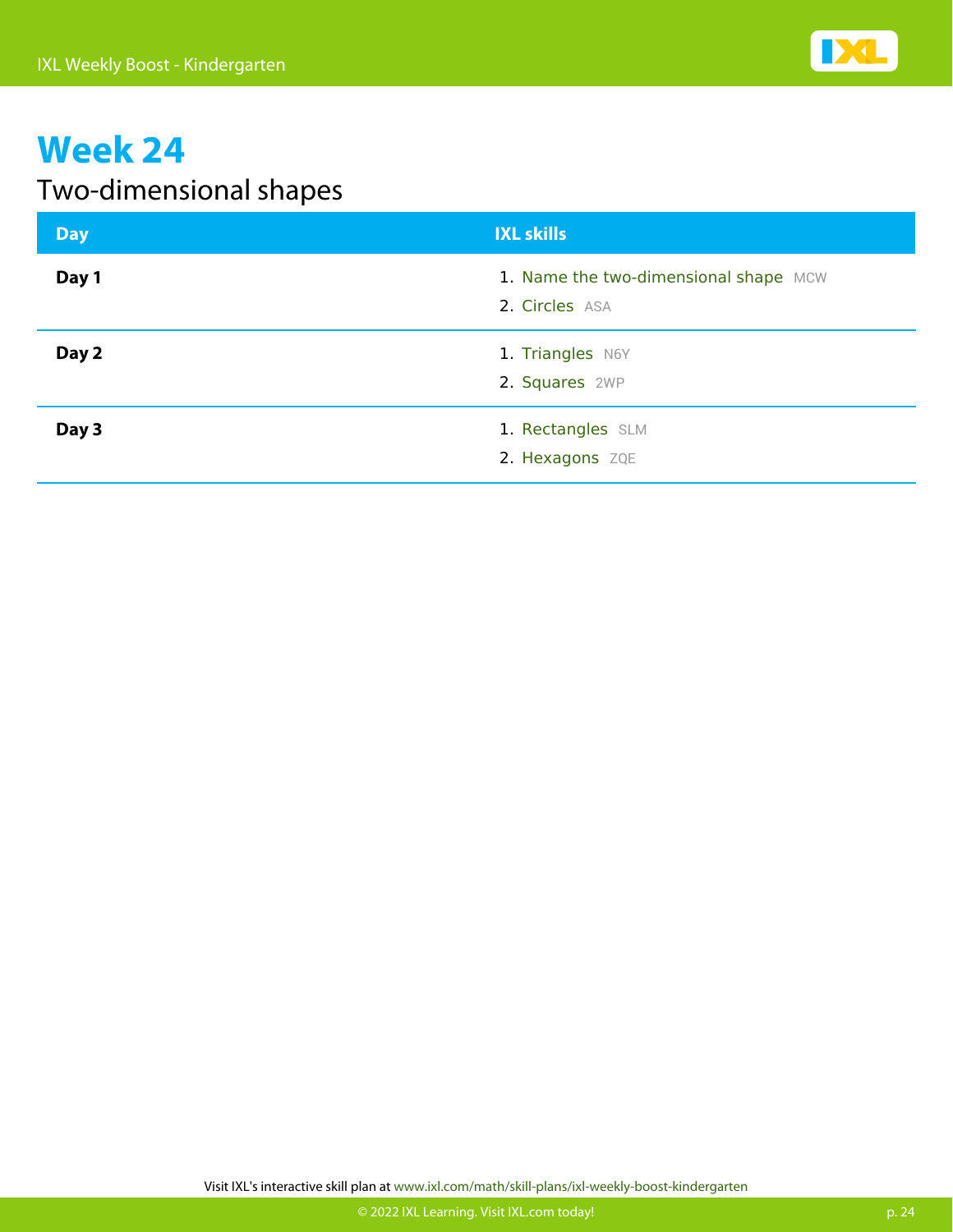# Week 24

## Two-dimensional shapes

| Day | IXL skills |
| --- | --- |
| **Day 1** | 1. Name the two-dimensional shape MCW<br>2. Circles ASA |
| **Day 2** | 1. Triangles N6Y<br>2. Squares 2WP |
| **Day 3** | 1. Rectangles SLM<br>2. Hexagons ZQE |

Visit IXL's interactive skill plan at www.ixl.com/math/skill-plans/ixl-weekly-boost-kindergarten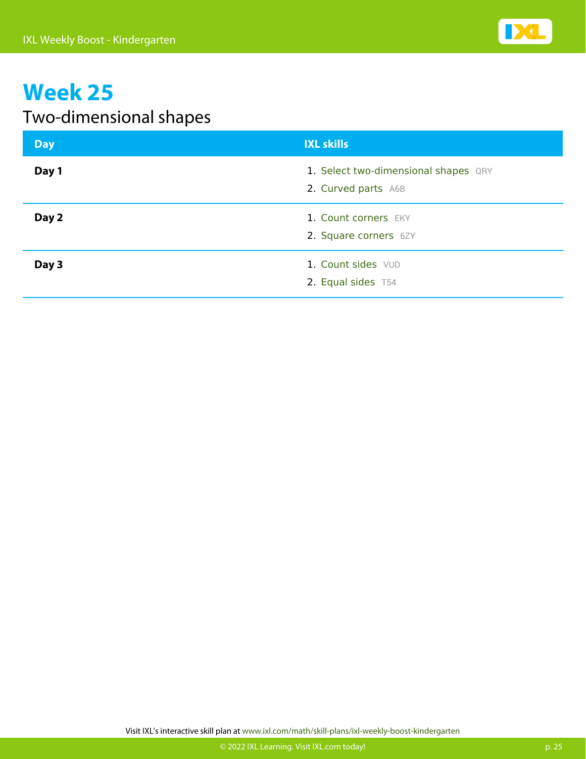# Week 25

## Two-dimensional shapes

| Day | IXL skills |
| --- | --- |
| **Day 1** | 1. Select two-dimensional shapes QRY<br>2. Curved parts A6B |
| **Day 2** | 1. Count corners EKY<br>2. Square corners 6ZY |
| **Day 3** | 1. Count sides VUD<br>2. Equal sides T54 |

Visit IXL's interactive skill plan at www.ixl.com/math/skill-plans/ixl-weekly-boost-kindergarten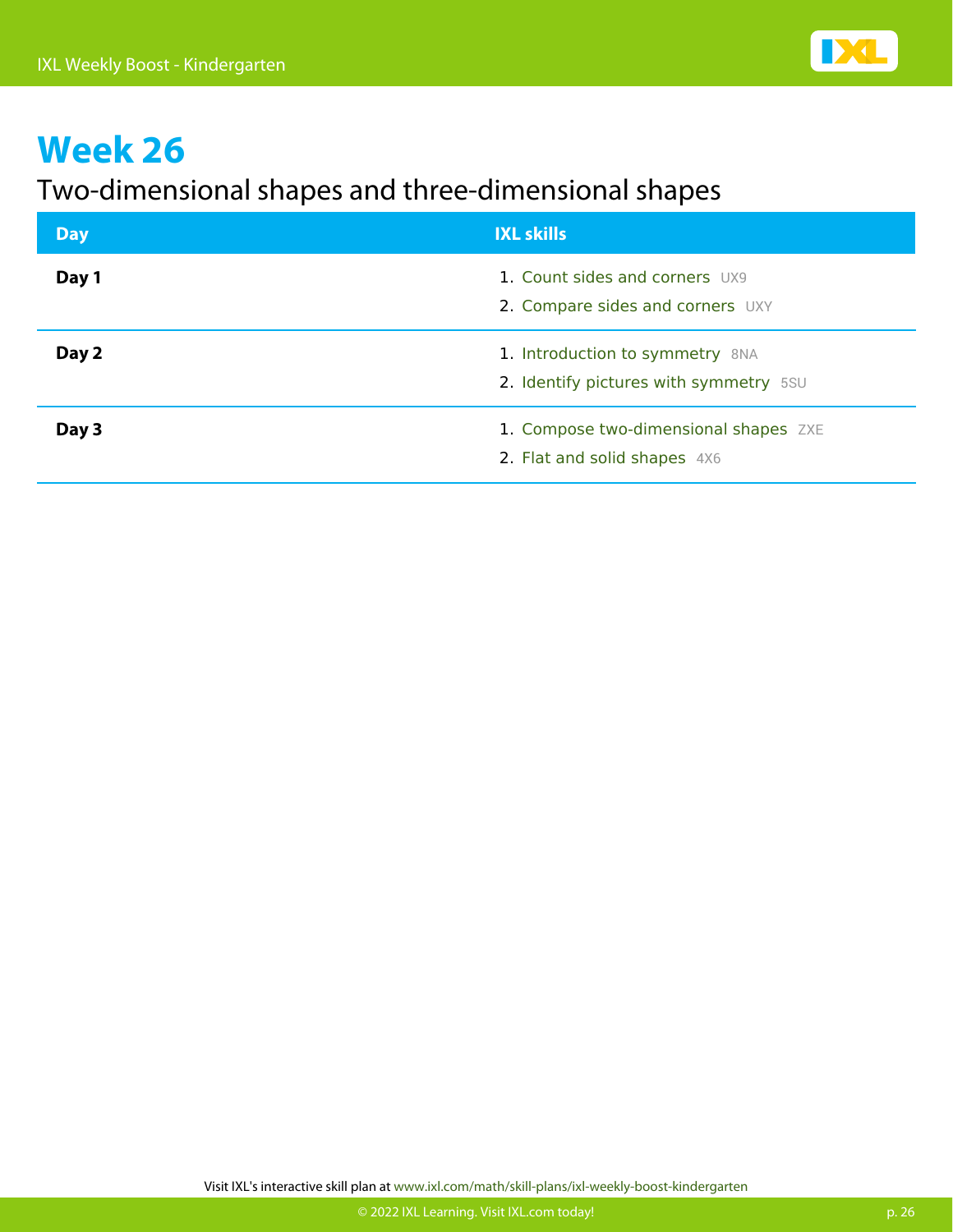# Week 26

## Two-dimensional shapes and three-dimensional shapes

| Day | IXL skills |
|---|---|
| **Day 1** | 1. Count sides and corners UX9<br>2. Compare sides and corners UXY |
| **Day 2** | 1. Introduction to symmetry 8NA<br>2. Identify pictures with symmetry 5SU |
| **Day 3** | 1. Compose two-dimensional shapes ZXE<br>2. Flat and solid shapes 4X6 |

Visit IXL's interactive skill plan at www.ixl.com/math/skill-plans/ixl-weekly-boost-kindergarten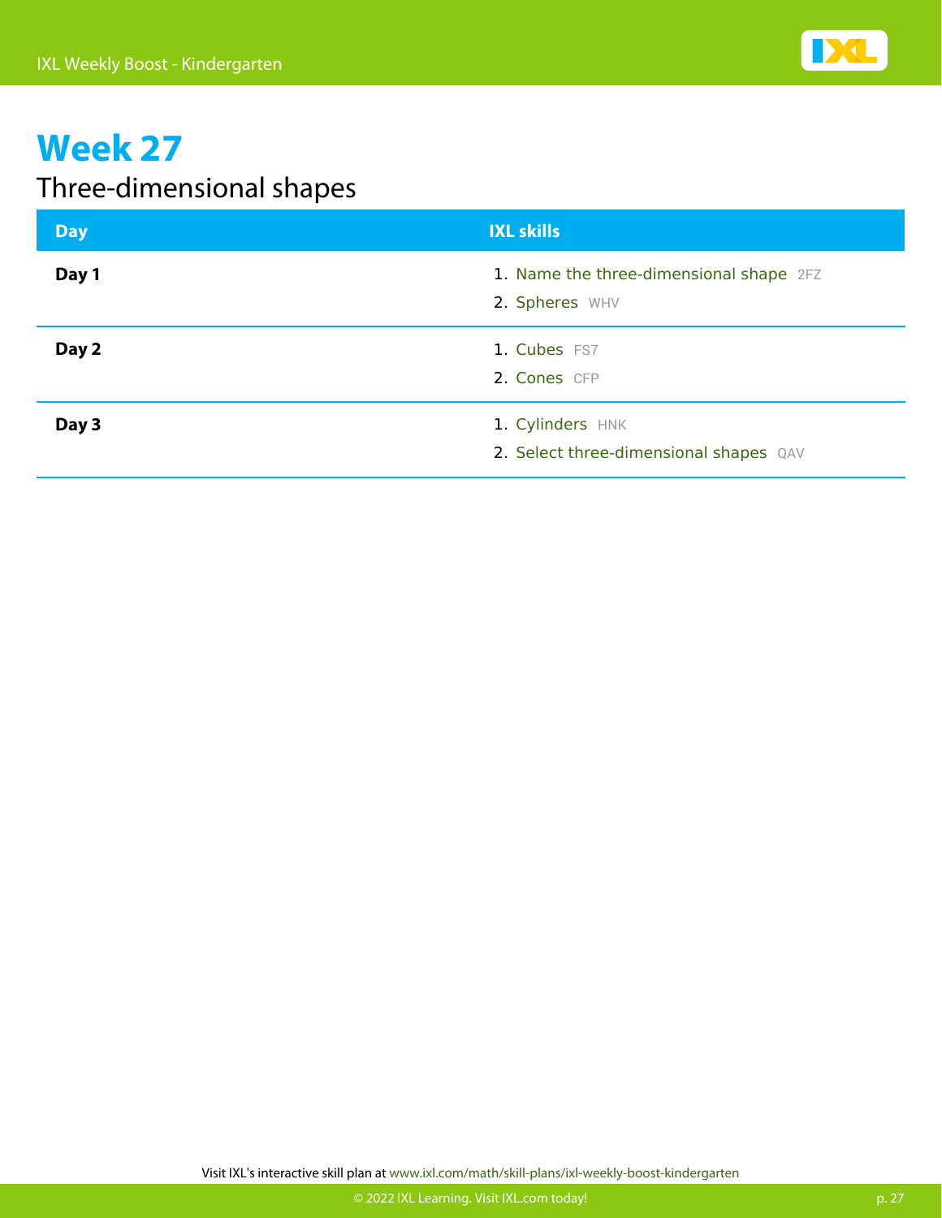# Week 27

## Three-dimensional shapes

| Day | IXL skills |
|---|---|
| **Day 1** | 1. Name the three-dimensional shape 2FZ<br>2. Spheres WHV |
| **Day 2** | 1. Cubes FS7<br>2. Cones CFP |
| **Day 3** | 1. Cylinders HNK<br>2. Select three-dimensional shapes QAV |

Visit IXL's interactive skill plan at www.ixl.com/math/skill-plans/ixl-weekly-boost-kindergarten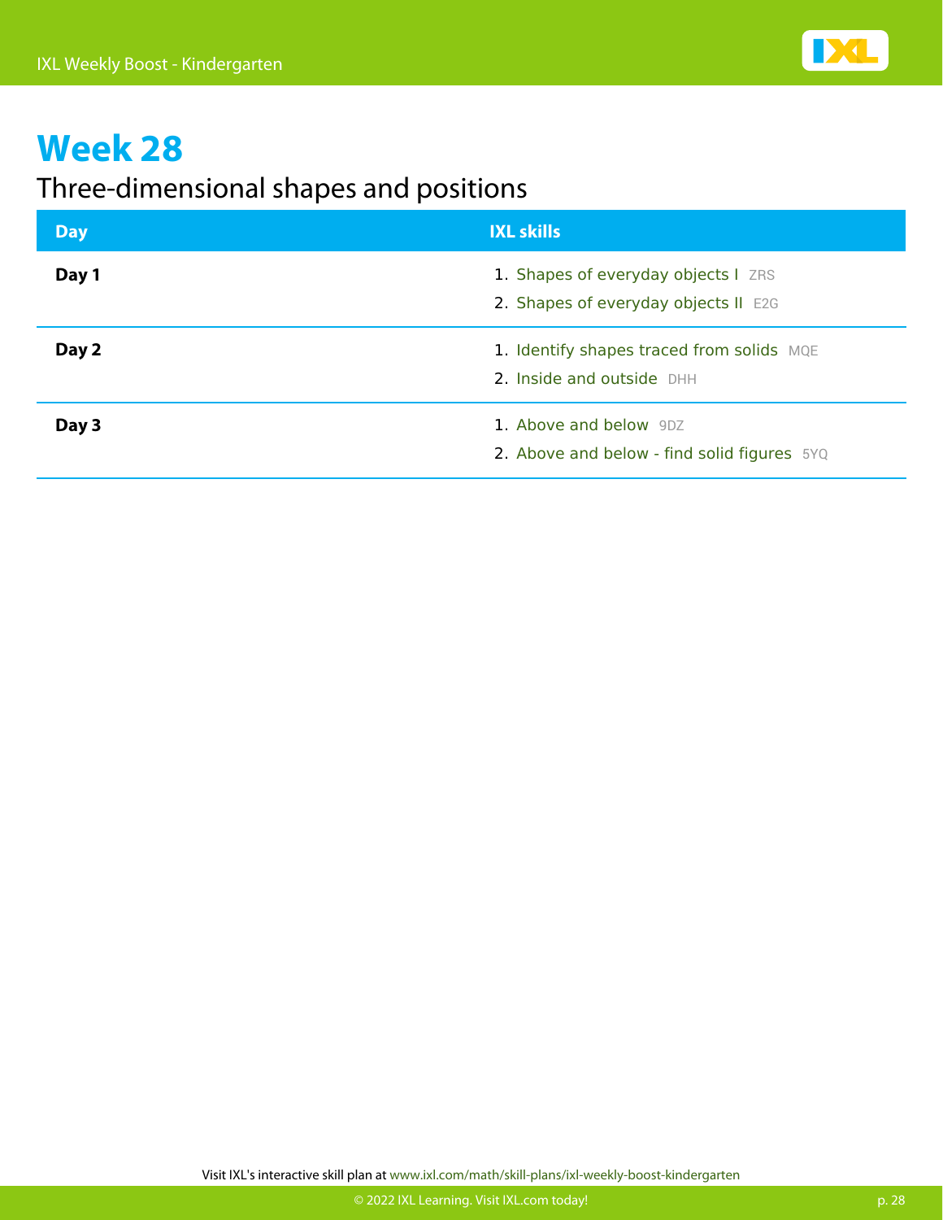# Week 28

## Three-dimensional shapes and positions

| Day | IXL skills |
| --- | --- |
| **Day 1** | 1. Shapes of everyday objects I ZRS<br>2. Shapes of everyday objects II E2G |
| **Day 2** | 1. Identify shapes traced from solids MQE<br>2. Inside and outside DHH |
| **Day 3** | 1. Above and below 9DZ<br>2. Above and below - find solid figures 5YQ |

Visit IXL's interactive skill plan at www.ixl.com/math/skill-plans/ixl-weekly-boost-kindergarten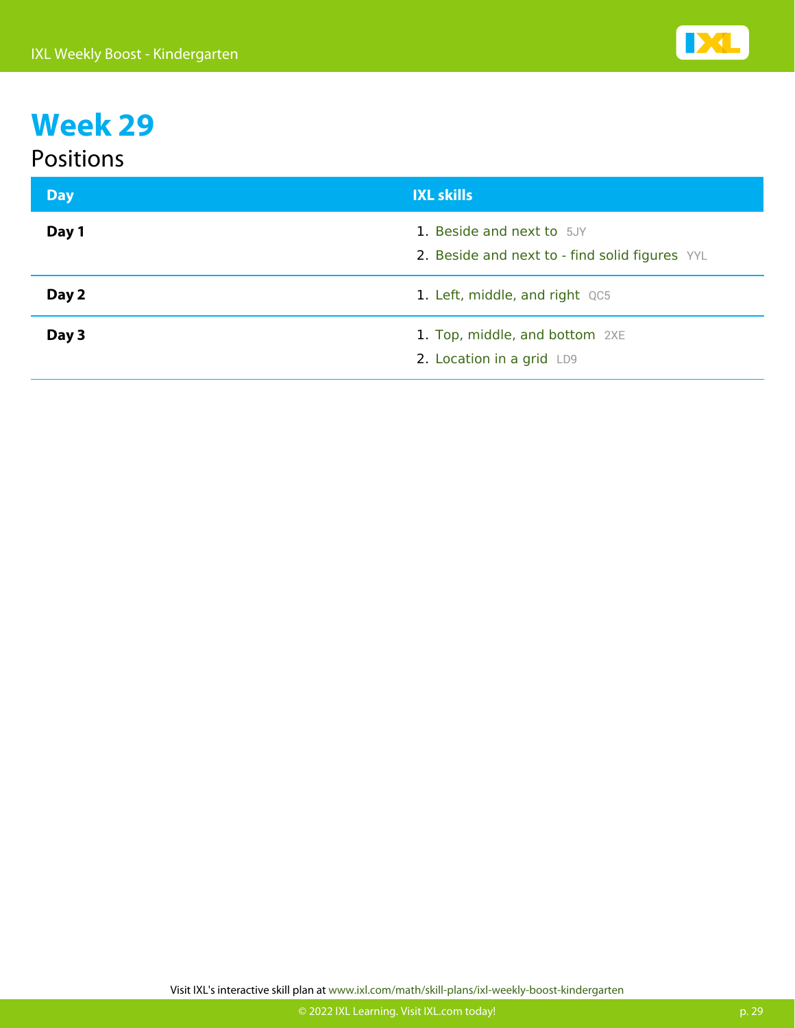# Week 29

## Positions

| Day | IXL skills |
|---|---|
| **Day 1** | 1. Beside and next to 5JY<br>2. Beside and next to - find solid figures YYL |
| **Day 2** | 1. Left, middle, and right QC5 |
| **Day 3** | 1. Top, middle, and bottom 2XE<br>2. Location in a grid LD9 |

Visit IXL's interactive skill plan at www.ixl.com/math/skill-plans/ixl-weekly-boost-kindergarten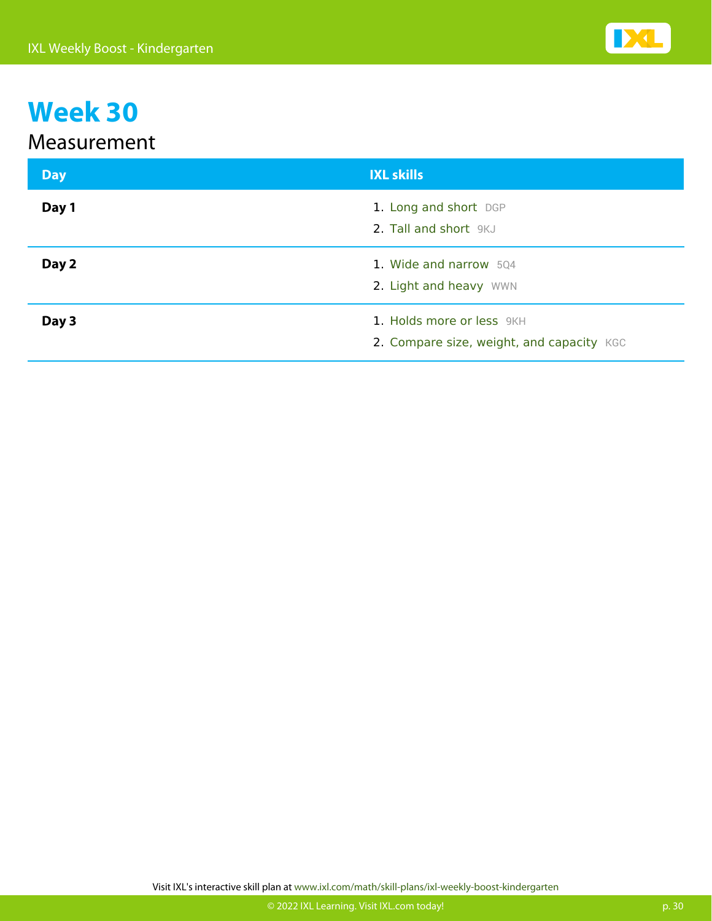# Week 30

## Measurement

| Day | IXL skills |
| --- | --- |
| **Day 1** | 1. Long and short DGP<br>2. Tall and short 9KJ |
| **Day 2** | 1. Wide and narrow 5Q4<br>2. Light and heavy WWN |
| **Day 3** | 1. Holds more or less 9KH<br>2. Compare size, weight, and capacity KGC |

Visit IXL's interactive skill plan at www.ixl.com/math/skill-plans/ixl-weekly-boost-kindergarten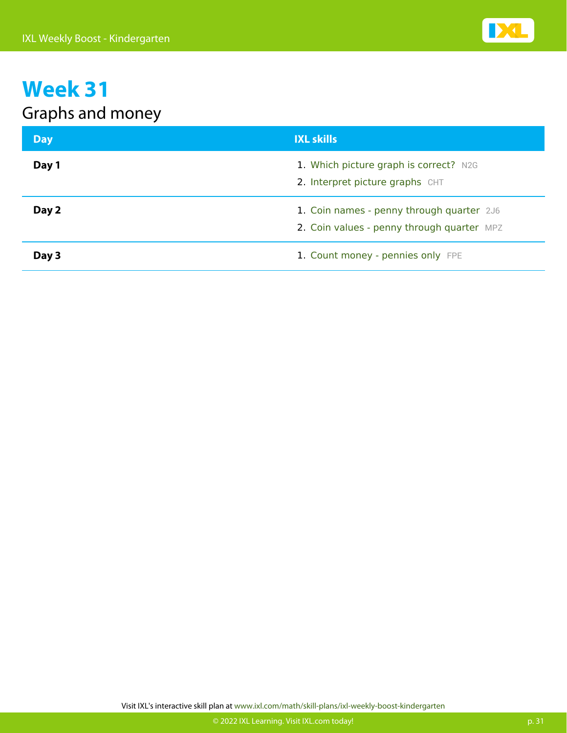# Week 31

## Graphs and money

| Day | IXL skills |
| --- | --- |
| **Day 1** | 1. Which picture graph is correct? N2G<br>2. Interpret picture graphs CHT |
| **Day 2** | 1. Coin names - penny through quarter 2J6<br>2. Coin values - penny through quarter MPZ |
| **Day 3** | 1. Count money - pennies only FPE |

Visit IXL's interactive skill plan at www.ixl.com/math/skill-plans/ixl-weekly-boost-kindergarten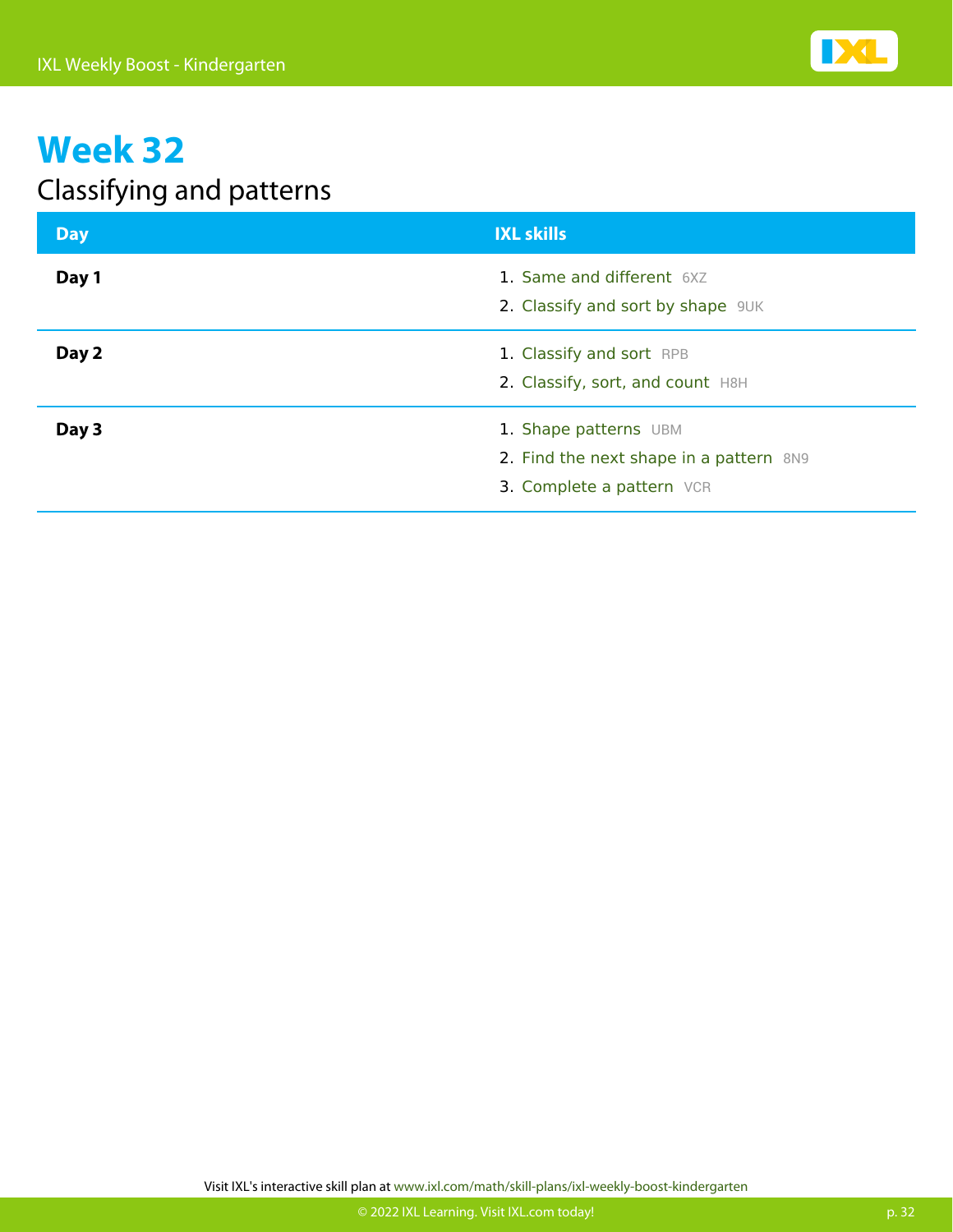# Week 32

## Classifying and patterns

| Day | IXL skills |
| --- | --- |
| **Day 1** | 1. Same and different 6XZ<br>2. Classify and sort by shape 9UK |
| **Day 2** | 1. Classify and sort RPB<br>2. Classify, sort, and count H8H |
| **Day 3** | 1. Shape patterns UBM<br>2. Find the next shape in a pattern 8N9<br>3. Complete a pattern VCR |

Visit IXL's interactive skill plan at www.ixl.com/math/skill-plans/ixl-weekly-boost-kindergarten